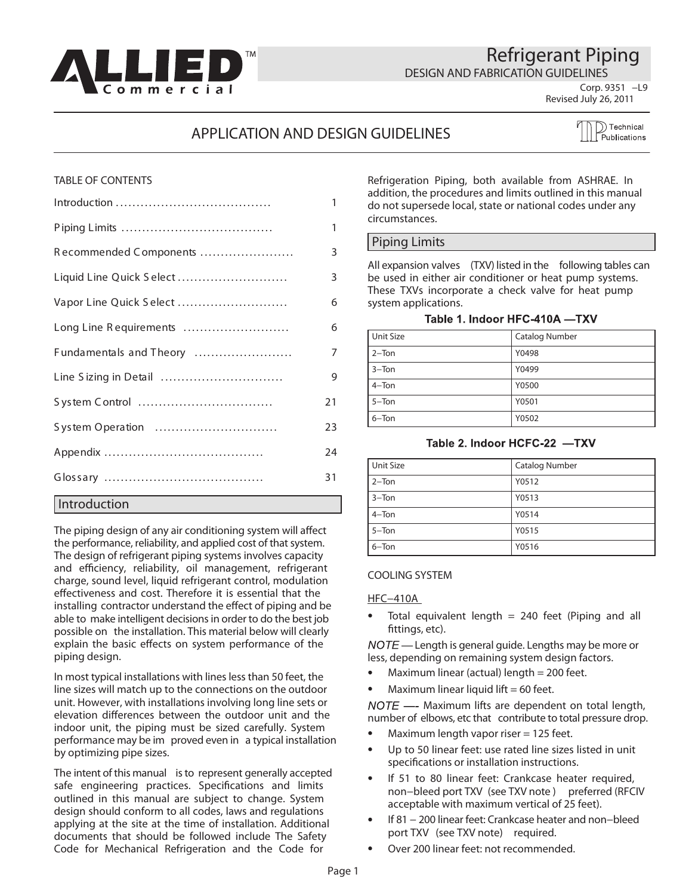# Refrigerant Piping

DESIGN AND FABRICATION GUIDELINES

Corp. 9351 –L9
Revised July 26, 2011

## APPLICATION AND DESIGN GUIDELINES

TABLE OF CONTENTS

| | |
|---|---|
| Introduction | 1 |
| Piping Limits | 1 |
| Recommended Components | 3 |
| Liquid Line Quick Select | 3 |
| Vapor Line Quick Select | 6 |
| Long Line Requirements | 6 |
| Fundamentals and Theory | 7 |
| Line Sizing in Detail | 9 |
| System Control | 21 |
| System Operation | 23 |
| Appendix | 24 |
| Glossary | 31 |

## Introduction

The piping design of any air conditioning system will affect the performance, reliability, and applied cost of that system. The design of refrigerant piping systems involves capacity and efficiency, reliability, oil management, refrigerant charge, sound level, liquid refrigerant control, modulation effectiveness and cost. Therefore it is essential that the installing contractor understand the effect of piping and be able to make intelligent decisions in order to do the best job possible on the installation. This material below will clearly explain the basic effects on system performance of the piping design.

In most typical installations with lines less than 50 feet, the line sizes will match up to the connections on the outdoor unit. However, with installations involving long line sets or elevation differences between the outdoor unit and the indoor unit, the piping must be sized carefully. System performance may be improved even in a typical installation by optimizing pipe sizes.

The intent of this manual is to represent generally accepted safe engineering practices. Specifications and limits outlined in this manual are subject to change. System design should conform to all codes, laws and regulations applying at the site at the time of installation. Additional documents that should be followed include The Safety Code for Mechanical Refrigeration and the Code for Refrigeration Piping, both available from ASHRAE. In addition, the procedures and limits outlined in this manual do not supersede local, state or national codes under any circumstances.

## Piping Limits

All expansion valves (TXV) listed in the following tables can be used in either air conditioner or heat pump systems. These TXVs incorporate a check valve for heat pump system applications.

**Table 1. Indoor HFC-410A —TXV**

| Unit Size | Catalog Number |
|---|---|
| 2–Ton | Y0498 |
| 3–Ton | Y0499 |
| 4–Ton | Y0500 |
| 5–Ton | Y0501 |
| 6–Ton | Y0502 |

**Table 2. Indoor HCFC-22 —TXV**

| Unit Size | Catalog Number |
|---|---|
| 2–Ton | Y0512 |
| 3–Ton | Y0513 |
| 4–Ton | Y0514 |
| 5–Ton | Y0515 |
| 6–Ton | Y0516 |

COOLING SYSTEM

HFC–410A

- Total equivalent length = 240 feet (Piping and all fittings, etc).

*NOTE* — Length is general guide. Lengths may be more or less, depending on remaining system design factors.

- Maximum linear (actual) length = 200 feet.
- Maximum linear liquid lift = 60 feet.

*NOTE* — Maximum lifts are dependent on total length, number of elbows, etc that contribute to total pressure drop.

- Maximum length vapor riser = 125 feet.
- Up to 50 linear feet: use rated line sizes listed in unit specifications or installation instructions.
- If 51 to 80 linear feet: Crankcase heater required, non–bleed port TXV (see TXV note) preferred (RFCIV acceptable with maximum vertical of 25 feet).
- If 81 – 200 linear feet: Crankcase heater and non–bleed port TXV (see TXV note) required.
- Over 200 linear feet: not recommended.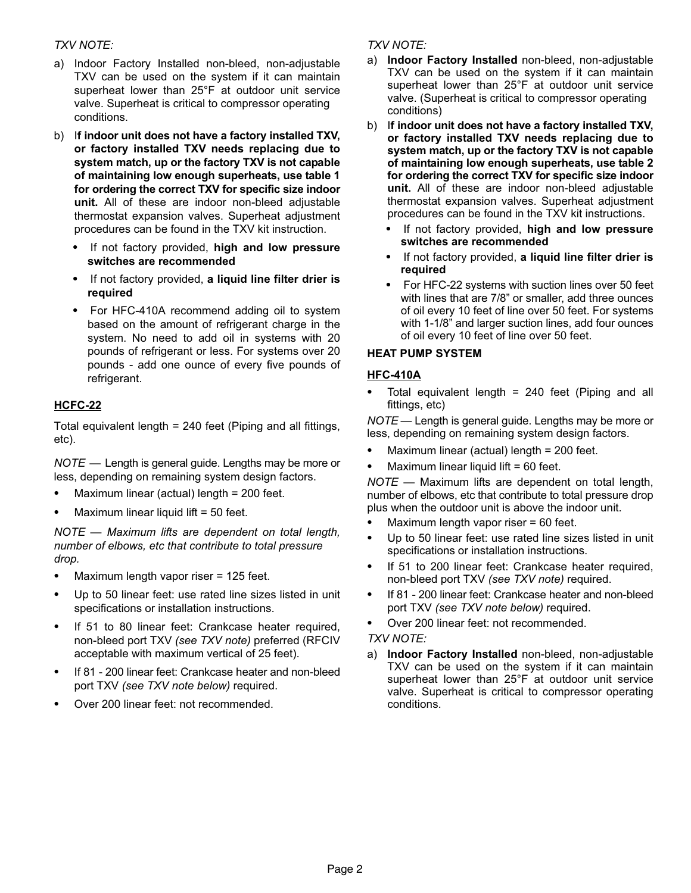*TXV NOTE:*

a) Indoor Factory Installed non-bleed, non-adjustable TXV can be used on the system if it can maintain superheat lower than 25°F at outdoor unit service valve. Superheat is critical to compressor operating conditions.

b) I**f indoor unit does not have a factory installed TXV, or factory installed TXV needs replacing due to system match, up or the factory TXV is not capable of maintaining low enough superheats, use table 1 for ordering the correct TXV for specific size indoor unit.** All of these are indoor non-bleed adjustable thermostat expansion valves. Superheat adjustment procedures can be found in the TXV kit instruction.

- If not factory provided, **high and low pressure switches are recommended**
- If not factory provided, **a liquid line filter drier is required**
- For HFC-410A recommend adding oil to system based on the amount of refrigerant charge in the system. No need to add oil in systems with 20 pounds of refrigerant or less. For systems over 20 pounds - add one ounce of every five pounds of refrigerant.

## HCFC-22

Total equivalent length = 240 feet (Piping and all fittings, etc).

*NOTE —* Length is general guide. Lengths may be more or less, depending on remaining system design factors.

- Maximum linear (actual) length = 200 feet.
- Maximum linear liquid lift = 50 feet.

*NOTE — Maximum lifts are dependent on total length, number of elbows, etc that contribute to total pressure drop.*

- Maximum length vapor riser = 125 feet.
- Up to 50 linear feet: use rated line sizes listed in unit specifications or installation instructions.
- If 51 to 80 linear feet: Crankcase heater required, non-bleed port TXV *(see TXV note)* preferred (RFCIV acceptable with maximum vertical of 25 feet).
- If 81 - 200 linear feet: Crankcase heater and non-bleed port TXV *(see TXV note below)* required.
- Over 200 linear feet: not recommended.

*TXV NOTE:*

a) **Indoor Factory Installed** non-bleed, non-adjustable TXV can be used on the system if it can maintain superheat lower than 25°F at outdoor unit service valve. (Superheat is critical to compressor operating conditions)

b) I**f indoor unit does not have a factory installed TXV, or factory installed TXV needs replacing due to system match, up or the factory TXV is not capable of maintaining low enough superheats, use table 2 for ordering the correct TXV for specific size indoor unit.** All of these are indoor non-bleed adjustable thermostat expansion valves. Superheat adjustment procedures can be found in the TXV kit instructions.

- If not factory provided, **high and low pressure switches are recommended**
- If not factory provided, **a liquid line filter drier is required**
- For HFC-22 systems with suction lines over 50 feet with lines that are 7/8" or smaller, add three ounces of oil every 10 feet of line over 50 feet. For systems with 1-1/8" and larger suction lines, add four ounces of oil every 10 feet of line over 50 feet.

## HEAT PUMP SYSTEM

## HFC-410A

- Total equivalent length = 240 feet (Piping and all fittings, etc)

*NOTE —* Length is general guide. Lengths may be more or less, depending on remaining system design factors.

- Maximum linear (actual) length = 200 feet.
- Maximum linear liquid lift = 60 feet.

*NOTE —* Maximum lifts are dependent on total length, number of elbows, etc that contribute to total pressure drop plus when the outdoor unit is above the indoor unit.

- Maximum length vapor riser = 60 feet.
- Up to 50 linear feet: use rated line sizes listed in unit specifications or installation instructions.
- If 51 to 200 linear feet: Crankcase heater required, non-bleed port TXV *(see TXV note)* required.
- If 81 - 200 linear feet: Crankcase heater and non-bleed port TXV *(see TXV note below)* required.
- Over 200 linear feet: not recommended.

*TXV NOTE:*

a) **Indoor Factory Installed** non-bleed, non-adjustable TXV can be used on the system if it can maintain superheat lower than 25°F at outdoor unit service valve. Superheat is critical to compressor operating conditions.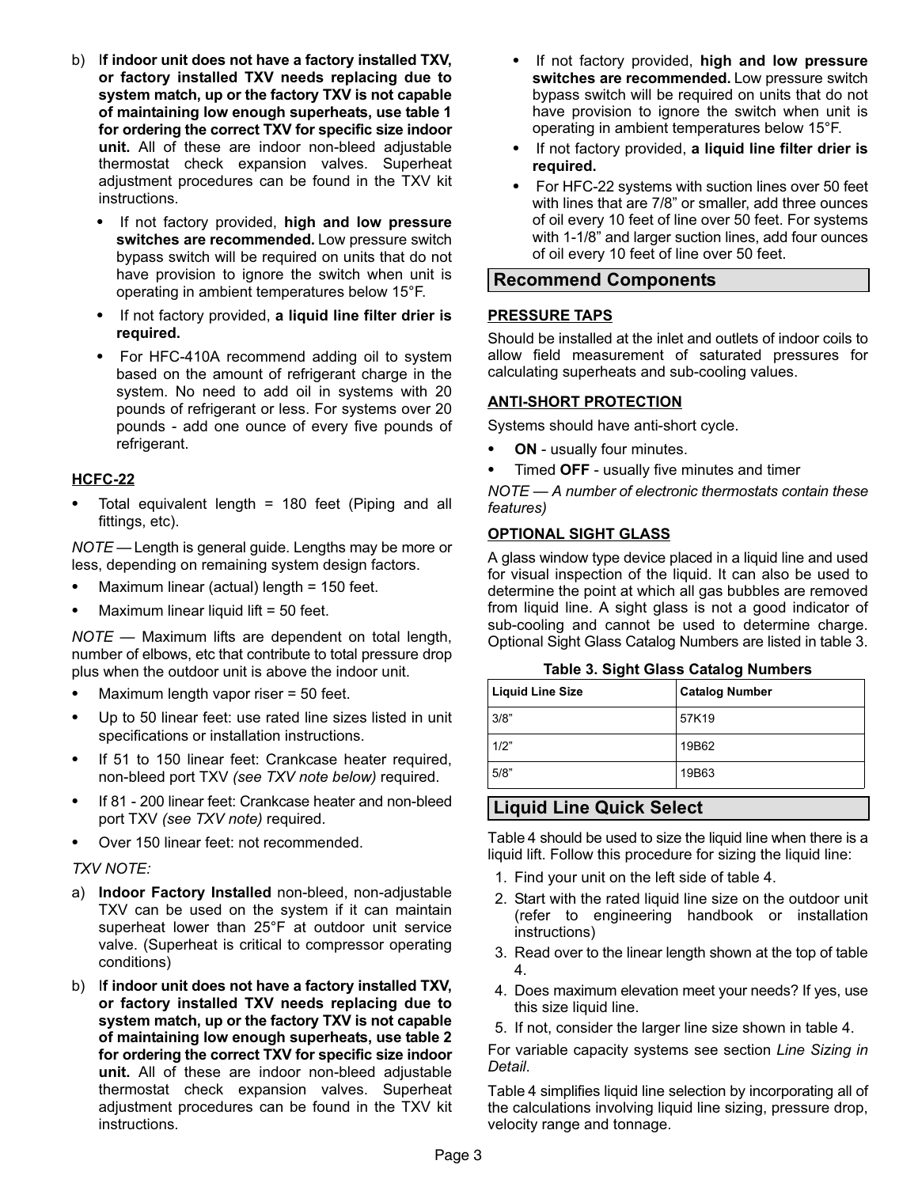b) **If indoor unit does not have a factory installed TXV, or factory installed TXV needs replacing due to system match, up or the factory TXV is not capable of maintaining low enough superheats, use table 1 for ordering the correct TXV for specific size indoor unit.** All of these are indoor non-bleed adjustable thermostat check expansion valves. Superheat adjustment procedures can be found in the TXV kit instructions.

- If not factory provided, **high and low pressure switches are recommended.** Low pressure switch bypass switch will be required on units that do not have provision to ignore the switch when unit is operating in ambient temperatures below 15°F.
- If not factory provided, **a liquid line filter drier is required.**
- For HFC-410A recommend adding oil to system based on the amount of refrigerant charge in the system. No need to add oil in systems with 20 pounds of refrigerant or less. For systems over 20 pounds - add one ounce of every five pounds of refrigerant.

### HCFC-22

- Total equivalent length = 180 feet (Piping and all fittings, etc).

*NOTE — Length is general guide. Lengths may be more or less, depending on remaining system design factors.*

- Maximum linear (actual) length = 150 feet.
- Maximum linear liquid lift = 50 feet.

*NOTE — Maximum lifts are dependent on total length, number of elbows, etc that contribute to total pressure drop plus when the outdoor unit is above the indoor unit.*

- Maximum length vapor riser = 50 feet.
- Up to 50 linear feet: use rated line sizes listed in unit specifications or installation instructions.
- If 51 to 150 linear feet: Crankcase heater required, non-bleed port TXV *(see TXV note below)* required.
- If 81 - 200 linear feet: Crankcase heater and non-bleed port TXV *(see TXV note)* required.
- Over 150 linear feet: not recommended.

*TXV NOTE:*

a) **Indoor Factory Installed** non-bleed, non-adjustable TXV can be used on the system if it can maintain superheat lower than 25°F at outdoor unit service valve. (Superheat is critical to compressor operating conditions)

b) **If indoor unit does not have a factory installed TXV, or factory installed TXV needs replacing due to system match, up or the factory TXV is not capable of maintaining low enough superheats, use table 2 for ordering the correct TXV for specific size indoor unit.** All of these are indoor non-bleed adjustable thermostat check expansion valves. Superheat adjustment procedures can be found in the TXV kit instructions.

- If not factory provided, **high and low pressure switches are recommended.** Low pressure switch bypass switch will be required on units that do not have provision to ignore the switch when unit is operating in ambient temperatures below 15°F.
- If not factory provided, **a liquid line filter drier is required.**
- For HFC-22 systems with suction lines over 50 feet with lines that are 7/8" or smaller, add three ounces of oil every 10 feet of line over 50 feet. For systems with 1-1/8" and larger suction lines, add four ounces of oil every 10 feet of line over 50 feet.

## Recommend Components

### PRESSURE TAPS

Should be installed at the inlet and outlets of indoor coils to allow field measurement of saturated pressures for calculating superheats and sub-cooling values.

### ANTI-SHORT PROTECTION

Systems should have anti-short cycle.

- **ON** - usually four minutes.
- Timed **OFF** - usually five minutes and timer

*NOTE — A number of electronic thermostats contain these features)*

### OPTIONAL SIGHT GLASS

A glass window type device placed in a liquid line and used for visual inspection of the liquid. It can also be used to determine the point at which all gas bubbles are removed from liquid line. A sight glass is not a good indicator of sub-cooling and cannot be used to determine charge. Optional Sight Glass Catalog Numbers are listed in table 3.

**Table 3. Sight Glass Catalog Numbers**

| Liquid Line Size | Catalog Number |
|---|---|
| 3/8" | 57K19 |
| 1/2" | 19B62 |
| 5/8" | 19B63 |

## Liquid Line Quick Select

Table 4 should be used to size the liquid line when there is a liquid lift. Follow this procedure for sizing the liquid line:

1. Find your unit on the left side of table 4.
2. Start with the rated liquid line size on the outdoor unit (refer to engineering handbook or installation instructions)
3. Read over to the linear length shown at the top of table 4.
4. Does maximum elevation meet your needs? If yes, use this size liquid line.
5. If not, consider the larger line size shown in table 4.

For variable capacity systems see section *Line Sizing in Detail*.

Table 4 simplifies liquid line selection by incorporating all of the calculations involving liquid line sizing, pressure drop, velocity range and tonnage.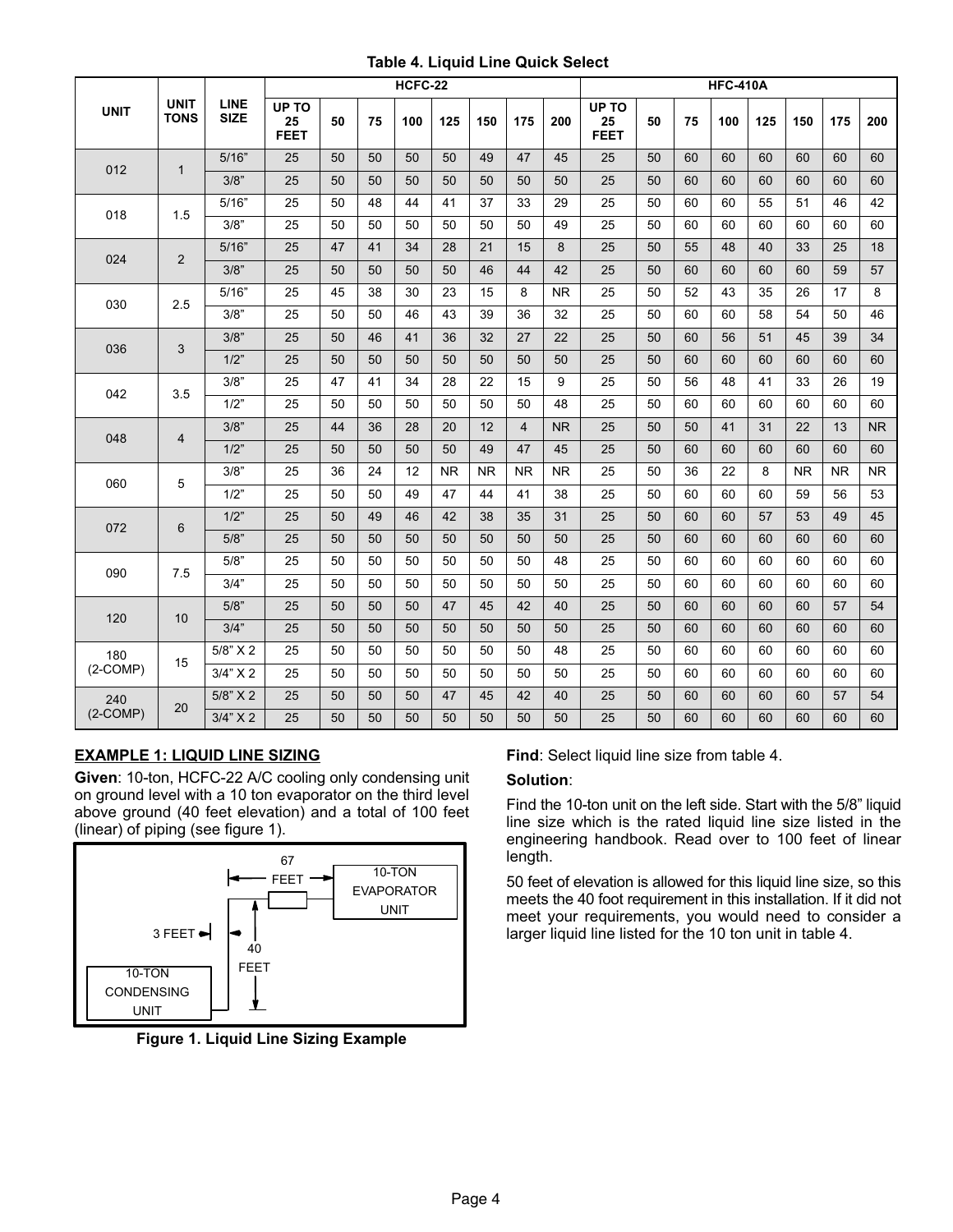**Table 4. Liquid Line Quick Select**

| UNIT | UNIT TONS | LINE SIZE | HCFC-22 | | | | | | | | HFC-410A | | | | | | | |
|---|---|---|---|---|---|---|---|---|---|---|---|---|---|---|---|---|---|---|
| | | | UP TO 25 FEET | 50 | 75 | 100 | 125 | 150 | 175 | 200 | UP TO 25 FEET | 50 | 75 | 100 | 125 | 150 | 175 | 200 |
| 012 | 1 | 5/16” | 25 | 50 | 50 | 50 | 50 | 49 | 47 | 45 | 25 | 50 | 60 | 60 | 60 | 60 | 60 | 60 |
| | | 3/8” | 25 | 50 | 50 | 50 | 50 | 50 | 50 | 50 | 25 | 50 | 60 | 60 | 60 | 60 | 60 | 60 |
| 018 | 1.5 | 5/16” | 25 | 50 | 48 | 44 | 41 | 37 | 33 | 29 | 25 | 50 | 60 | 60 | 55 | 51 | 46 | 42 |
| | | 3/8” | 25 | 50 | 50 | 50 | 50 | 50 | 50 | 49 | 25 | 50 | 60 | 60 | 60 | 60 | 60 | 60 |
| 024 | 2 | 5/16” | 25 | 47 | 41 | 34 | 28 | 21 | 15 | 8 | 25 | 50 | 55 | 48 | 40 | 33 | 25 | 18 |
| | | 3/8” | 25 | 50 | 50 | 50 | 50 | 46 | 44 | 42 | 25 | 50 | 60 | 60 | 60 | 60 | 59 | 57 |
| 030 | 2.5 | 5/16” | 25 | 45 | 38 | 30 | 23 | 15 | 8 | NR | 25 | 50 | 52 | 43 | 35 | 26 | 17 | 8 |
| | | 3/8” | 25 | 50 | 50 | 46 | 43 | 39 | 36 | 32 | 25 | 50 | 60 | 60 | 58 | 54 | 50 | 46 |
| 036 | 3 | 3/8” | 25 | 50 | 46 | 41 | 36 | 32 | 27 | 22 | 25 | 50 | 60 | 56 | 51 | 45 | 39 | 34 |
| | | 1/2” | 25 | 50 | 50 | 50 | 50 | 50 | 50 | 50 | 25 | 50 | 60 | 60 | 60 | 60 | 60 | 60 |
| 042 | 3.5 | 3/8” | 25 | 47 | 41 | 34 | 28 | 22 | 15 | 9 | 25 | 50 | 56 | 48 | 41 | 33 | 26 | 19 |
| | | 1/2” | 25 | 50 | 50 | 50 | 50 | 50 | 50 | 48 | 25 | 50 | 60 | 60 | 60 | 60 | 60 | 60 |
| 048 | 4 | 3/8” | 25 | 44 | 36 | 28 | 20 | 12 | 4 | NR | 25 | 50 | 50 | 41 | 31 | 22 | 13 | NR |
| | | 1/2” | 25 | 50 | 50 | 50 | 50 | 49 | 47 | 45 | 25 | 50 | 60 | 60 | 60 | 60 | 60 | 60 |
| 060 | 5 | 3/8” | 25 | 36 | 24 | 12 | NR | NR | NR | NR | 25 | 50 | 36 | 22 | 8 | NR | NR | NR |
| | | 1/2” | 25 | 50 | 50 | 49 | 47 | 44 | 41 | 38 | 25 | 50 | 60 | 60 | 60 | 59 | 56 | 53 |
| 072 | 6 | 1/2” | 25 | 50 | 49 | 46 | 42 | 38 | 35 | 31 | 25 | 50 | 60 | 60 | 57 | 53 | 49 | 45 |
| | | 5/8” | 25 | 50 | 50 | 50 | 50 | 50 | 50 | 50 | 25 | 50 | 60 | 60 | 60 | 60 | 60 | 60 |
| 090 | 7.5 | 5/8” | 25 | 50 | 50 | 50 | 50 | 50 | 50 | 48 | 25 | 50 | 60 | 60 | 60 | 60 | 60 | 60 |
| | | 3/4” | 25 | 50 | 50 | 50 | 50 | 50 | 50 | 50 | 25 | 50 | 60 | 60 | 60 | 60 | 60 | 60 |
| 120 | 10 | 5/8” | 25 | 50 | 50 | 50 | 47 | 45 | 42 | 40 | 25 | 50 | 60 | 60 | 60 | 60 | 57 | 54 |
| | | 3/4” | 25 | 50 | 50 | 50 | 50 | 50 | 50 | 50 | 25 | 50 | 60 | 60 | 60 | 60 | 60 | 60 |
| 180 (2-COMP) | 15 | 5/8” X 2 | 25 | 50 | 50 | 50 | 50 | 50 | 50 | 48 | 25 | 50 | 60 | 60 | 60 | 60 | 60 | 60 |
| | | 3/4” X 2 | 25 | 50 | 50 | 50 | 50 | 50 | 50 | 50 | 25 | 50 | 60 | 60 | 60 | 60 | 60 | 60 |
| 240 (2-COMP) | 20 | 5/8” X 2 | 25 | 50 | 50 | 50 | 47 | 45 | 42 | 40 | 25 | 50 | 60 | 60 | 60 | 60 | 57 | 54 |
| | | 3/4” X 2 | 25 | 50 | 50 | 50 | 50 | 50 | 50 | 50 | 25 | 50 | 60 | 60 | 60 | 60 | 60 | 60 |

## EXAMPLE 1: LIQUID LINE SIZING

**Given**: 10-ton, HCFC-22 A/C cooling only condensing unit on ground level with a 10 ton evaporator on the third level above ground (40 feet elevation) and a total of 100 feet (linear) of piping (see figure 1).

67 FEET; 10-TON EVAPORATOR UNIT; 3 FEET; 40 FEET; 10-TON CONDENSING UNIT

**Figure 1. Liquid Line Sizing Example**

**Find**: Select liquid line size from table 4.

**Solution**:

Find the 10-ton unit on the left side. Start with the 5/8” liquid line size which is the rated liquid line size listed in the engineering handbook. Read over to 100 feet of linear length.

50 feet of elevation is allowed for this liquid line size, so this meets the 40 foot requirement in this installation. If it did not meet your requirements, you would need to consider a larger liquid line listed for the 10 ton unit in table 4.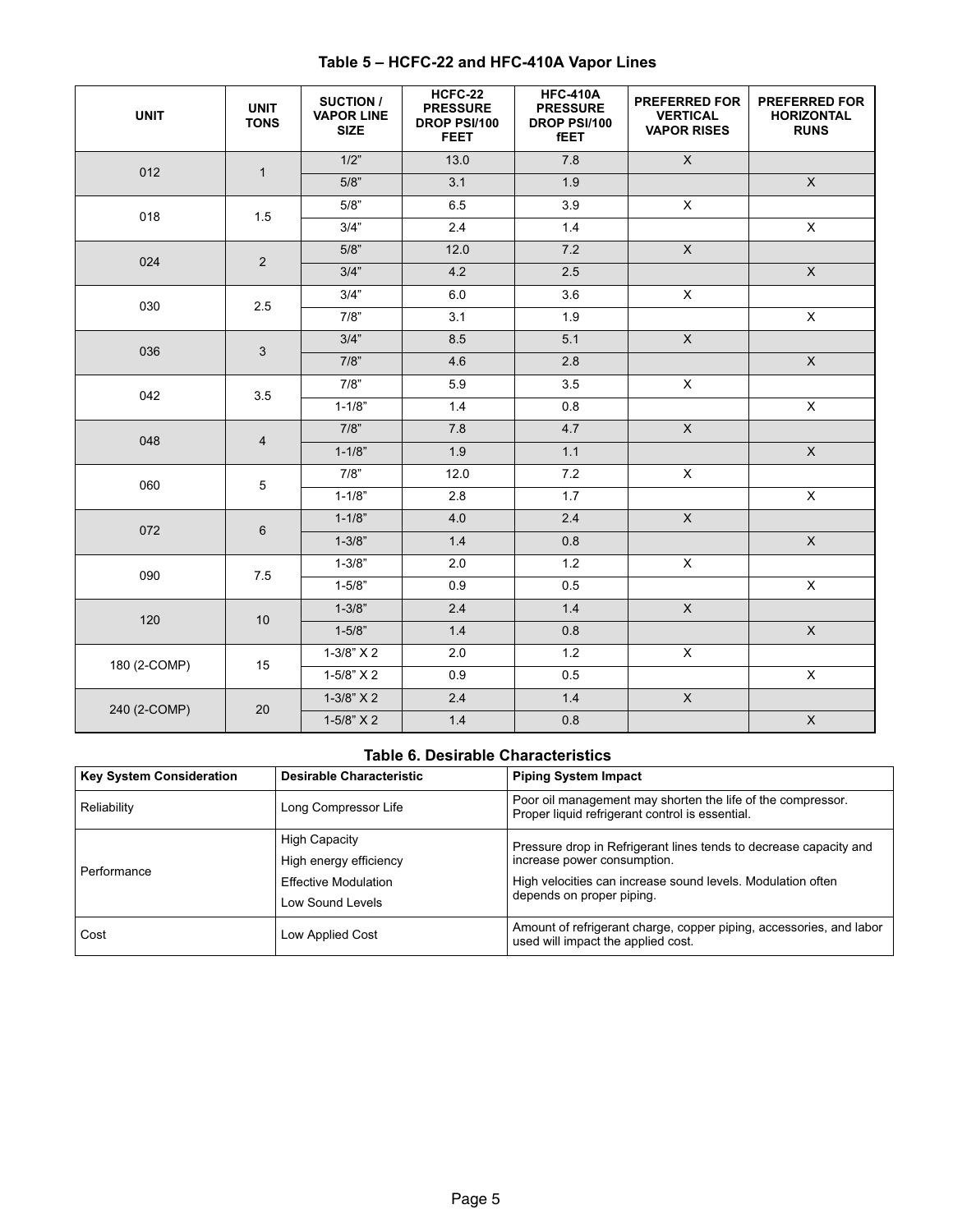### Table 5 – HCFC-22 and HFC-410A Vapor Lines

| UNIT | UNIT TONS | SUCTION / VAPOR LINE SIZE | HCFC-22 PRESSURE DROP PSI/100 FEET | HFC-410A PRESSURE DROP PSI/100 fEET | PREFERRED FOR VERTICAL VAPOR RISES | PREFERRED FOR HORIZONTAL RUNS |
|---|---|---|---|---|---|---|
| 012 | 1 | 1/2” | 13.0 | 7.8 | X | |
| | | 5/8” | 3.1 | 1.9 | | X |
| 018 | 1.5 | 5/8” | 6.5 | 3.9 | X | |
| | | 3/4” | 2.4 | 1.4 | | X |
| 024 | 2 | 5/8” | 12.0 | 7.2 | X | |
| | | 3/4” | 4.2 | 2.5 | | X |
| 030 | 2.5 | 3/4” | 6.0 | 3.6 | X | |
| | | 7/8” | 3.1 | 1.9 | | X |
| 036 | 3 | 3/4” | 8.5 | 5.1 | X | |
| | | 7/8” | 4.6 | 2.8 | | X |
| 042 | 3.5 | 7/8” | 5.9 | 3.5 | X | |
| | | 1-1/8” | 1.4 | 0.8 | | X |
| 048 | 4 | 7/8” | 7.8 | 4.7 | X | |
| | | 1-1/8” | 1.9 | 1.1 | | X |
| 060 | 5 | 7/8” | 12.0 | 7.2 | X | |
| | | 1-1/8” | 2.8 | 1.7 | | X |
| 072 | 6 | 1-1/8” | 4.0 | 2.4 | X | |
| | | 1-3/8” | 1.4 | 0.8 | | X |
| 090 | 7.5 | 1-3/8” | 2.0 | 1.2 | X | |
| | | 1-5/8” | 0.9 | 0.5 | | X |
| 120 | 10 | 1-3/8” | 2.4 | 1.4 | X | |
| | | 1-5/8” | 1.4 | 0.8 | | X |
| 180 (2-COMP) | 15 | 1-3/8” X 2 | 2.0 | 1.2 | X | |
| | | 1-5/8” X 2 | 0.9 | 0.5 | | X |
| 240 (2-COMP) | 20 | 1-3/8” X 2 | 2.4 | 1.4 | X | |
| | | 1-5/8” X 2 | 1.4 | 0.8 | | X |

### Table 6. Desirable Characteristics

| Key System Consideration | Desirable Characteristic | Piping System Impact |
|---|---|---|
| Reliability | Long Compressor Life | Poor oil management may shorten the life of the compressor. Proper liquid refrigerant control is essential. |
| Performance | High Capacity<br>High energy efficiency<br>Effective Modulation<br>Low Sound Levels | Pressure drop in Refrigerant lines tends to decrease capacity and increase power consumption.<br>High velocities can increase sound levels. Modulation often depends on proper piping. |
| Cost | Low Applied Cost | Amount of refrigerant charge, copper piping, accessories, and labor used will impact the applied cost. |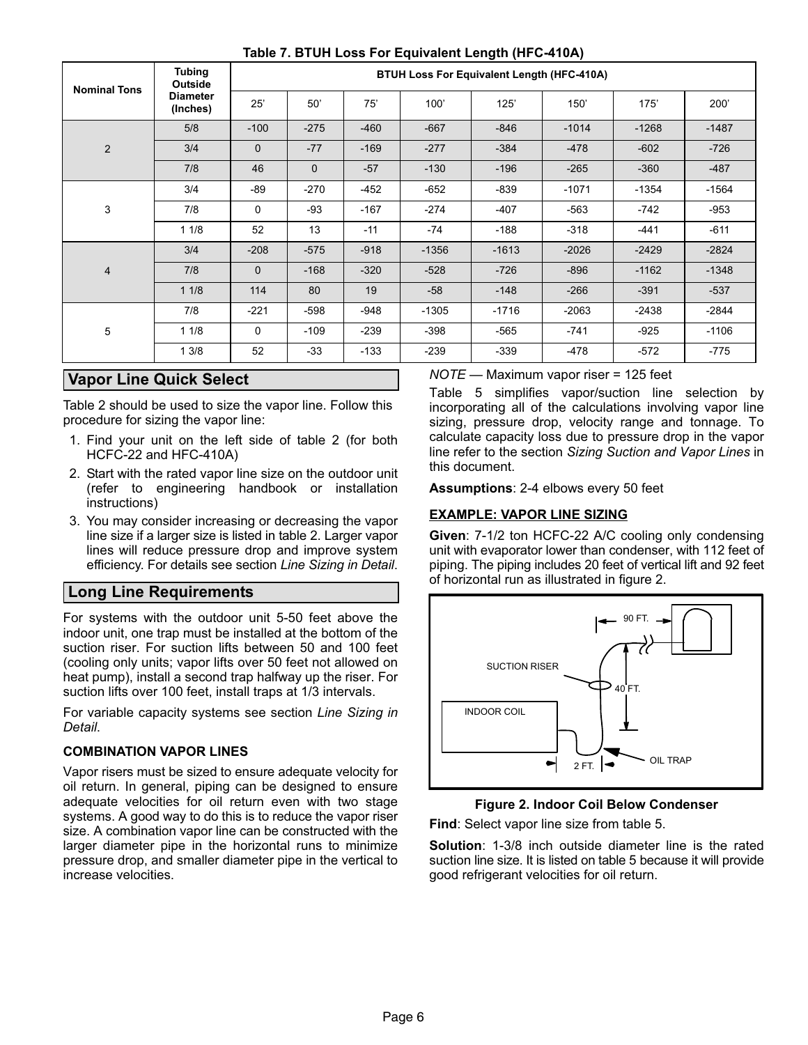**Table 7. BTUH Loss For Equivalent Length (HFC-410A)**

| Nominal Tons | Tubing Outside Diameter (Inches) | BTUH Loss For Equivalent Length (HFC-410A) | | | | | | | |
|---|---|---|---|---|---|---|---|---|---|
| | | 25' | 50' | 75' | 100' | 125' | 150' | 175' | 200' |
| 2 | 5/8 | -100 | -275 | -460 | -667 | -846 | -1014 | -1268 | -1487 |
| | 3/4 | 0 | -77 | -169 | -277 | -384 | -478 | -602 | -726 |
| | 7/8 | 46 | 0 | -57 | -130 | -196 | -265 | -360 | -487 |
| 3 | 3/4 | -89 | -270 | -452 | -652 | -839 | -1071 | -1354 | -1564 |
| | 7/8 | 0 | -93 | -167 | -274 | -407 | -563 | -742 | -953 |
| | 1 1/8 | 52 | 13 | -11 | -74 | -188 | -318 | -441 | -611 |
| 4 | 3/4 | -208 | -575 | -918 | -1356 | -1613 | -2026 | -2429 | -2824 |
| | 7/8 | 0 | -168 | -320 | -528 | -726 | -896 | -1162 | -1348 |
| | 1 1/8 | 114 | 80 | 19 | -58 | -148 | -266 | -391 | -537 |
| 5 | 7/8 | -221 | -598 | -948 | -1305 | -1716 | -2063 | -2438 | -2844 |
| | 1 1/8 | 0 | -109 | -239 | -398 | -565 | -741 | -925 | -1106 |
| | 1 3/8 | 52 | -33 | -133 | -239 | -339 | -478 | -572 | -775 |

## Vapor Line Quick Select

Table 2 should be used to size the vapor line. Follow this procedure for sizing the vapor line:

1. Find your unit on the left side of table 2 (for both HCFC-22 and HFC-410A)
2. Start with the rated vapor line size on the outdoor unit (refer to engineering handbook or installation instructions)
3. You may consider increasing or decreasing the vapor line size if a larger size is listed in table 2. Larger vapor lines will reduce pressure drop and improve system efficiency. For details see section *Line Sizing in Detail*.

## Long Line Requirements

For systems with the outdoor unit 5-50 feet above the indoor unit, one trap must be installed at the bottom of the suction riser. For suction lifts between 50 and 100 feet (cooling only units; vapor lifts over 50 feet not allowed on heat pump), install a second trap halfway up the riser. For suction lifts over 100 feet, install traps at 1/3 intervals.

For variable capacity systems see section *Line Sizing in Detail*.

### COMBINATION VAPOR LINES

Vapor risers must be sized to ensure adequate velocity for oil return. In general, piping can be designed to ensure adequate velocities for oil return even with two stage systems. A good way to do this is to reduce the vapor riser size. A combination vapor line can be constructed with the larger diameter pipe in the horizontal runs to minimize pressure drop, and smaller diameter pipe in the vertical to increase velocities.

*NOTE* — Maximum vapor riser = 125 feet

Table 5 simplifies vapor/suction line selection by incorporating all of the calculations involving vapor line sizing, pressure drop, velocity range and tonnage. To calculate capacity loss due to pressure drop in the vapor line refer to the section *Sizing Suction and Vapor Lines* in this document.

**Assumptions**: 2-4 elbows every 50 feet

### EXAMPLE: VAPOR LINE SIZING

**Given**: 7-1/2 ton HCFC-22 A/C cooling only condensing unit with evaporator lower than condenser, with 112 feet of piping. The piping includes 20 feet of vertical lift and 92 feet of horizontal run as illustrated in figure 2.

90 FT.

SUCTION RISER

40 FT.

INDOOR COIL

2 FT.

OIL TRAP

**Figure 2. Indoor Coil Below Condenser**

**Find**: Select vapor line size from table 5.

**Solution**: 1-3/8 inch outside diameter line is the rated suction line size. It is listed on table 5 because it will provide good refrigerant velocities for oil return.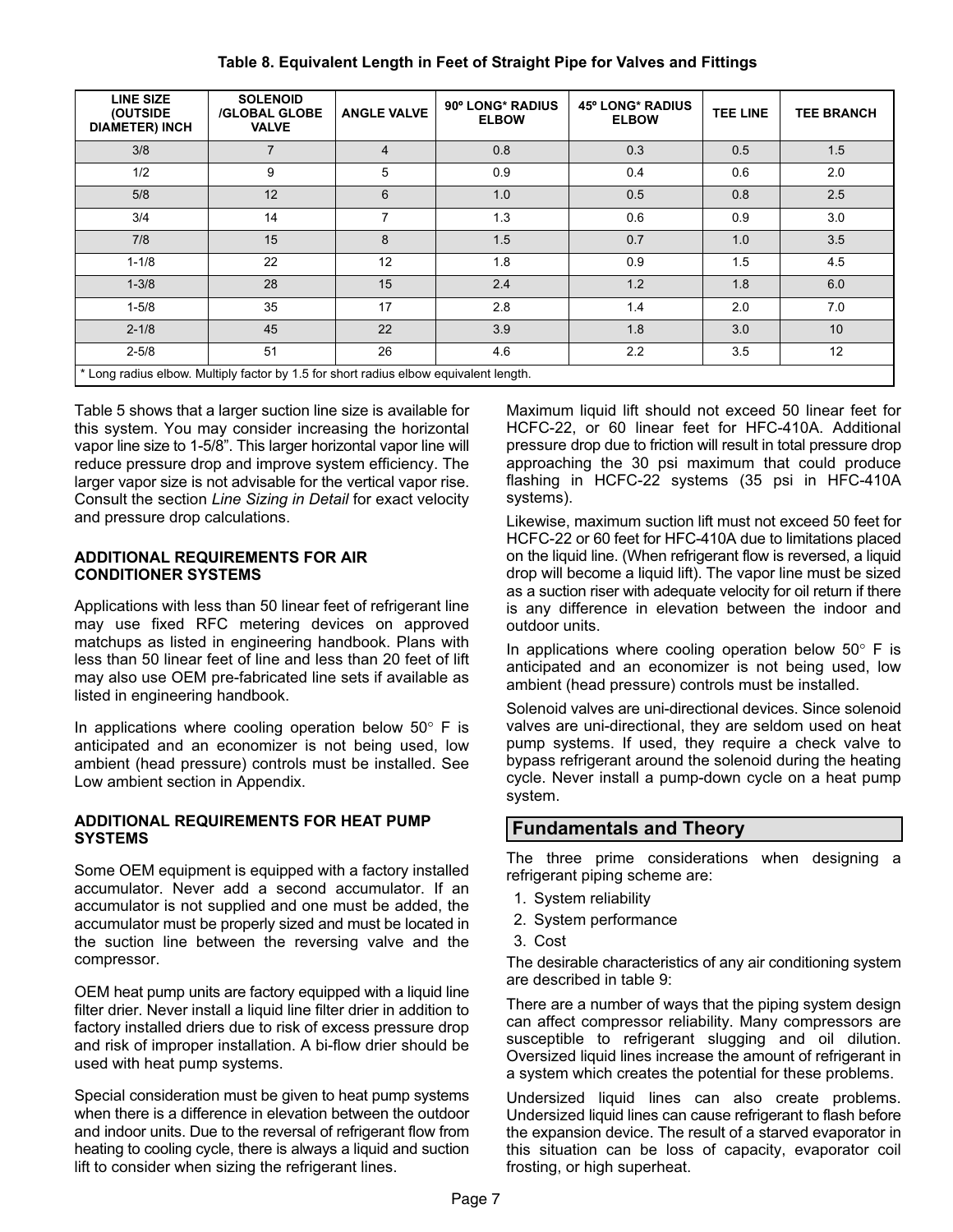**Table 8. Equivalent Length in Feet of Straight Pipe for Valves and Fittings**

| LINE SIZE (OUTSIDE DIAMETER) INCH | SOLENOID /GLOBAL GLOBE VALVE | ANGLE VALVE | 90º LONG* RADIUS ELBOW | 45º LONG* RADIUS ELBOW | TEE LINE | TEE BRANCH |
|---|---|---|---|---|---|---|
| 3/8 | 7 | 4 | 0.8 | 0.3 | 0.5 | 1.5 |
| 1/2 | 9 | 5 | 0.9 | 0.4 | 0.6 | 2.0 |
| 5/8 | 12 | 6 | 1.0 | 0.5 | 0.8 | 2.5 |
| 3/4 | 14 | 7 | 1.3 | 0.6 | 0.9 | 3.0 |
| 7/8 | 15 | 8 | 1.5 | 0.7 | 1.0 | 3.5 |
| 1-1/8 | 22 | 12 | 1.8 | 0.9 | 1.5 | 4.5 |
| 1-3/8 | 28 | 15 | 2.4 | 1.2 | 1.8 | 6.0 |
| 1-5/8 | 35 | 17 | 2.8 | 1.4 | 2.0 | 7.0 |
| 2-1/8 | 45 | 22 | 3.9 | 1.8 | 3.0 | 10 |
| 2-5/8 | 51 | 26 | 4.6 | 2.2 | 3.5 | 12 |

* Long radius elbow. Multiply factor by 1.5 for short radius elbow equivalent length.

Table 5 shows that a larger suction line size is available for this system. You may consider increasing the horizontal vapor line size to 1-5/8". This larger horizontal vapor line will reduce pressure drop and improve system efficiency. The larger vapor size is not advisable for the vertical vapor rise. Consult the section *Line Sizing in Detail* for exact velocity and pressure drop calculations.

### ADDITIONAL REQUIREMENTS FOR AIR CONDITIONER SYSTEMS

Applications with less than 50 linear feet of refrigerant line may use fixed RFC metering devices on approved matchups as listed in engineering handbook. Plans with less than 50 linear feet of line and less than 20 feet of lift may also use OEM pre-fabricated line sets if available as listed in engineering handbook.

In applications where cooling operation below 50° F is anticipated and an economizer is not being used, low ambient (head pressure) controls must be installed. See Low ambient section in Appendix.

### ADDITIONAL REQUIREMENTS FOR HEAT PUMP SYSTEMS

Some OEM equipment is equipped with a factory installed accumulator. Never add a second accumulator. If an accumulator is not supplied and one must be added, the accumulator must be properly sized and must be located in the suction line between the reversing valve and the compressor.

OEM heat pump units are factory equipped with a liquid line filter drier. Never install a liquid line filter drier in addition to factory installed driers due to risk of excess pressure drop and risk of improper installation. A bi-flow drier should be used with heat pump systems.

Special consideration must be given to heat pump systems when there is a difference in elevation between the outdoor and indoor units. Due to the reversal of refrigerant flow from heating to cooling cycle, there is always a liquid and suction lift to consider when sizing the refrigerant lines.

Maximum liquid lift should not exceed 50 linear feet for HCFC-22, or 60 linear feet for HFC-410A. Additional pressure drop due to friction will result in total pressure drop approaching the 30 psi maximum that could produce flashing in HCFC-22 systems (35 psi in HFC-410A systems).

Likewise, maximum suction lift must not exceed 50 feet for HCFC-22 or 60 feet for HFC-410A due to limitations placed on the liquid line. (When refrigerant flow is reversed, a liquid drop will become a liquid lift). The vapor line must be sized as a suction riser with adequate velocity for oil return if there is any difference in elevation between the indoor and outdoor units.

In applications where cooling operation below 50° F is anticipated and an economizer is not being used, low ambient (head pressure) controls must be installed.

Solenoid valves are uni-directional devices. Since solenoid valves are uni-directional, they are seldom used on heat pump systems. If used, they require a check valve to bypass refrigerant around the solenoid during the heating cycle. Never install a pump-down cycle on a heat pump system.

## Fundamentals and Theory

The three prime considerations when designing a refrigerant piping scheme are:

1. System reliability
2. System performance
3. Cost

The desirable characteristics of any air conditioning system are described in table 9:

There are a number of ways that the piping system design can affect compressor reliability. Many compressors are susceptible to refrigerant slugging and oil dilution. Oversized liquid lines increase the amount of refrigerant in a system which creates the potential for these problems.

Undersized liquid lines can also create problems. Undersized liquid lines can cause refrigerant to flash before the expansion device. The result of a starved evaporator in this situation can be loss of capacity, evaporator coil frosting, or high superheat.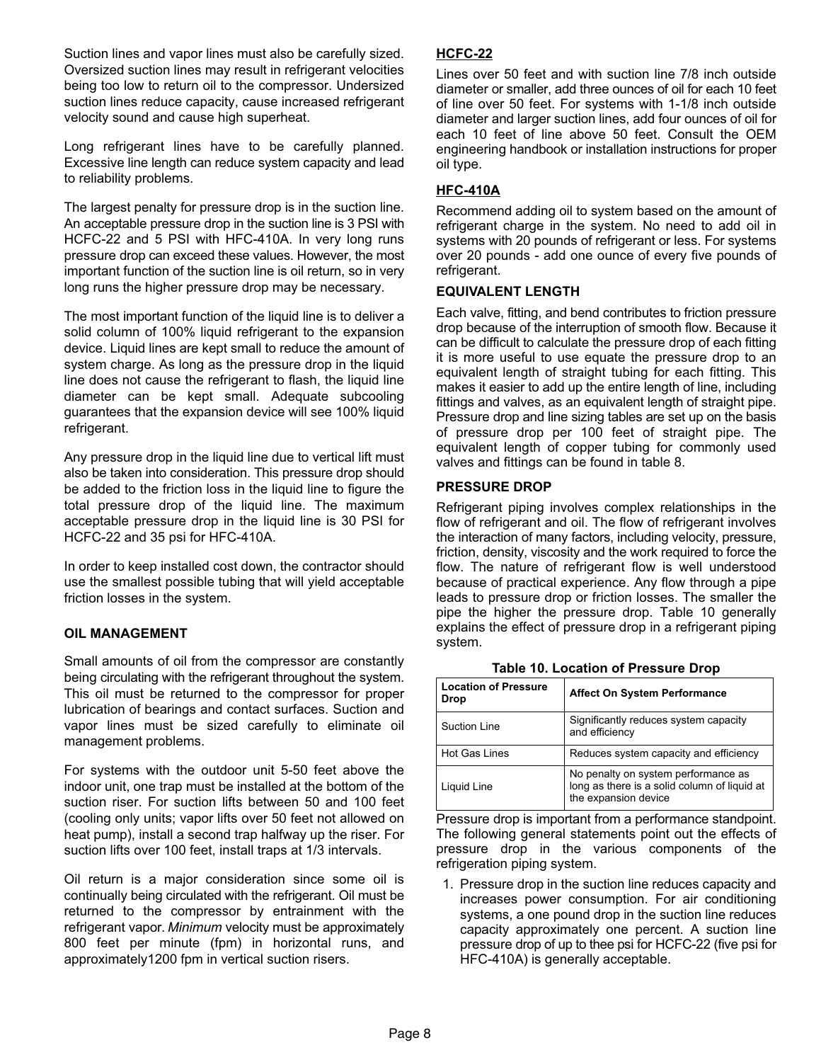Suction lines and vapor lines must also be carefully sized. Oversized suction lines may result in refrigerant velocities being too low to return oil to the compressor. Undersized suction lines reduce capacity, cause increased refrigerant velocity sound and cause high superheat.

Long refrigerant lines have to be carefully planned. Excessive line length can reduce system capacity and lead to reliability problems.

The largest penalty for pressure drop is in the suction line. An acceptable pressure drop in the suction line is 3 PSI with HCFC-22 and 5 PSI with HFC-410A. In very long runs pressure drop can exceed these values. However, the most important function of the suction line is oil return, so in very long runs the higher pressure drop may be necessary.

The most important function of the liquid line is to deliver a solid column of 100% liquid refrigerant to the expansion device. Liquid lines are kept small to reduce the amount of system charge. As long as the pressure drop in the liquid line does not cause the refrigerant to flash, the liquid line diameter can be kept small. Adequate subcooling guarantees that the expansion device will see 100% liquid refrigerant.

Any pressure drop in the liquid line due to vertical lift must also be taken into consideration. This pressure drop should be added to the friction loss in the liquid line to figure the total pressure drop of the liquid line. The maximum acceptable pressure drop in the liquid line is 30 PSI for HCFC-22 and 35 psi for HFC-410A.

In order to keep installed cost down, the contractor should use the smallest possible tubing that will yield acceptable friction losses in the system.

### OIL MANAGEMENT

Small amounts of oil from the compressor are constantly being circulating with the refrigerant throughout the system. This oil must be returned to the compressor for proper lubrication of bearings and contact surfaces. Suction and vapor lines must be sized carefully to eliminate oil management problems.

For systems with the outdoor unit 5-50 feet above the indoor unit, one trap must be installed at the bottom of the suction riser. For suction lifts between 50 and 100 feet (cooling only units; vapor lifts over 50 feet not allowed on heat pump), install a second trap halfway up the riser. For suction lifts over 100 feet, install traps at 1/3 intervals.

Oil return is a major consideration since some oil is continually being circulated with the refrigerant. Oil must be returned to the compressor by entrainment with the refrigerant vapor. *Minimum* velocity must be approximately 800 feet per minute (fpm) in horizontal runs, and approximately1200 fpm in vertical suction risers.

#### HCFC-22

Lines over 50 feet and with suction line 7/8 inch outside diameter or smaller, add three ounces of oil for each 10 feet of line over 50 feet. For systems with 1-1/8 inch outside diameter and larger suction lines, add four ounces of oil for each 10 feet of line above 50 feet. Consult the OEM engineering handbook or installation instructions for proper oil type.

#### HFC-410A

Recommend adding oil to system based on the amount of refrigerant charge in the system. No need to add oil in systems with 20 pounds of refrigerant or less. For systems over 20 pounds - add one ounce of every five pounds of refrigerant.

### EQUIVALENT LENGTH

Each valve, fitting, and bend contributes to friction pressure drop because of the interruption of smooth flow. Because it can be difficult to calculate the pressure drop of each fitting it is more useful to use equate the pressure drop to an equivalent length of straight tubing for each fitting. This makes it easier to add up the entire length of line, including fittings and valves, as an equivalent length of straight pipe. Pressure drop and line sizing tables are set up on the basis of pressure drop per 100 feet of straight pipe. The equivalent length of copper tubing for commonly used valves and fittings can be found in table 8.

### PRESSURE DROP

Refrigerant piping involves complex relationships in the flow of refrigerant and oil. The flow of refrigerant involves the interaction of many factors, including velocity, pressure, friction, density, viscosity and the work required to force the flow. The nature of refrigerant flow is well understood because of practical experience. Any flow through a pipe leads to pressure drop or friction losses. The smaller the pipe the higher the pressure drop. Table 10 generally explains the effect of pressure drop in a refrigerant piping system.

**Table 10. Location of Pressure Drop**

| Location of Pressure Drop | Affect On System Performance |
| --- | --- |
| Suction Line | Significantly reduces system capacity and efficiency |
| Hot Gas Lines | Reduces system capacity and efficiency |
| Liquid Line | No penalty on system performance as long as there is a solid column of liquid at the expansion device |

Pressure drop is important from a performance standpoint. The following general statements point out the effects of pressure drop in the various components of the refrigeration piping system.

1. Pressure drop in the suction line reduces capacity and increases power consumption. For air conditioning systems, a one pound drop in the suction line reduces capacity approximately one percent. A suction line pressure drop of up to thee psi for HCFC-22 (five psi for HFC-410A) is generally acceptable.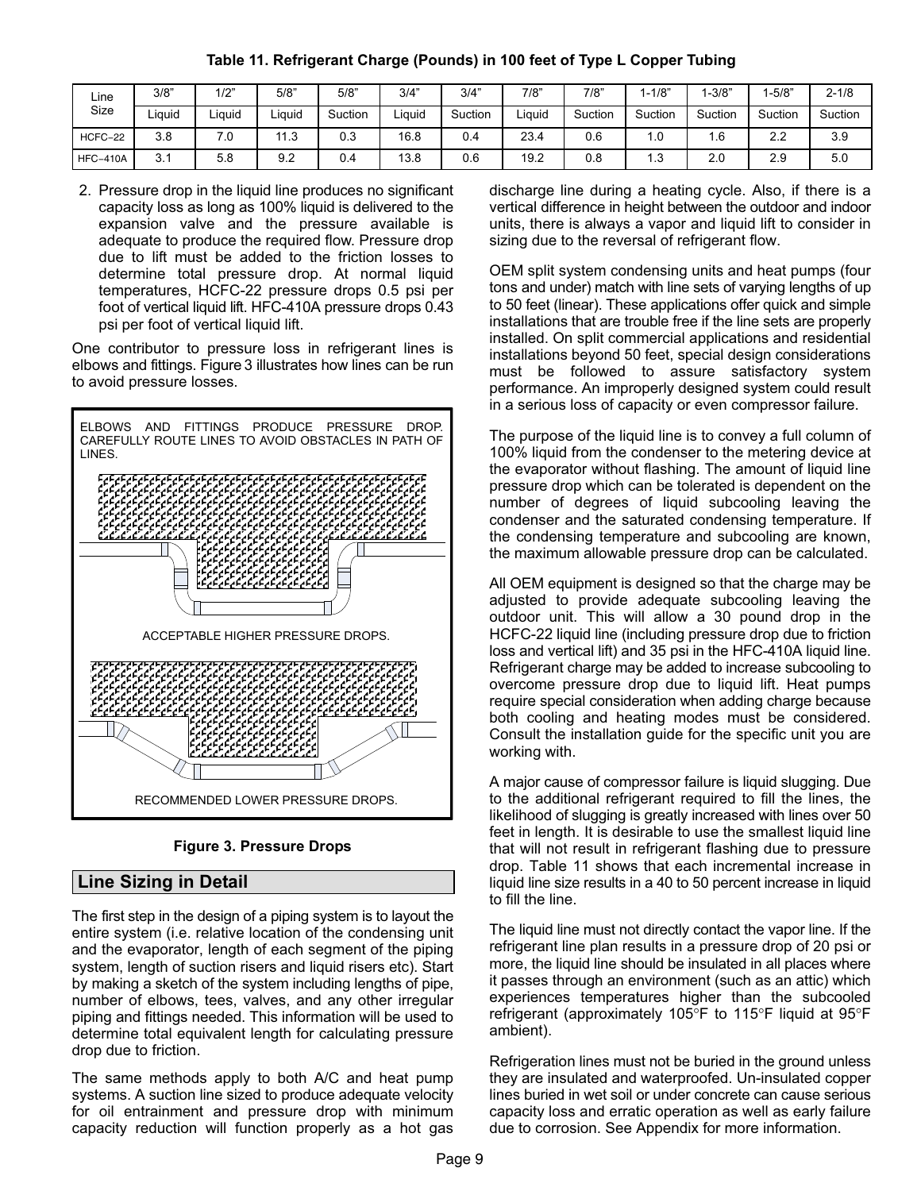**Table 11. Refrigerant Charge (Pounds) in 100 feet of Type L Copper Tubing**

| Line Size | 3/8" | 1/2" | 5/8" | 5/8" | 3/4" | 3/4" | 7/8" | 7/8" | 1-1/8" | 1-3/8" | 1-5/8" | 2-1/8 |
|---|---|---|---|---|---|---|---|---|---|---|---|---|
| | Liquid | Liquid | Liquid | Suction | Liquid | Suction | Liquid | Suction | Suction | Suction | Suction | Suction |
| HCFC–22 | 3.8 | 7.0 | 11.3 | 0.3 | 16.8 | 0.4 | 23.4 | 0.6 | 1.0 | 1.6 | 2.2 | 3.9 |
| HFC–410A | 3.1 | 5.8 | 9.2 | 0.4 | 13.8 | 0.6 | 19.2 | 0.8 | 1.3 | 2.0 | 2.9 | 5.0 |

2. Pressure drop in the liquid line produces no significant capacity loss as long as 100% liquid is delivered to the expansion valve and the pressure available is adequate to produce the required flow. Pressure drop due to lift must be added to the friction losses to determine total pressure drop. At normal liquid temperatures, HCFC-22 pressure drops 0.5 psi per foot of vertical liquid lift. HFC-410A pressure drops 0.43 psi per foot of vertical liquid lift.

One contributor to pressure loss in refrigerant lines is elbows and fittings. Figure 3 illustrates how lines can be run to avoid pressure losses.

ELBOWS AND FITTINGS PRODUCE PRESSURE DROP. CAREFULLY ROUTE LINES TO AVOID OBSTACLES IN PATH OF LINES.

ACCEPTABLE HIGHER PRESSURE DROPS.

RECOMMENDED LOWER PRESSURE DROPS.

**Figure 3. Pressure Drops**

## Line Sizing in Detail

The first step in the design of a piping system is to layout the entire system (i.e. relative location of the condensing unit and the evaporator, length of each segment of the piping system, length of suction risers and liquid risers etc). Start by making a sketch of the system including lengths of pipe, number of elbows, tees, valves, and any other irregular piping and fittings needed. This information will be used to determine total equivalent length for calculating pressure drop due to friction.

The same methods apply to both A/C and heat pump systems. A suction line sized to produce adequate velocity for oil entrainment and pressure drop with minimum capacity reduction will function properly as a hot gas discharge line during a heating cycle. Also, if there is a vertical difference in height between the outdoor and indoor units, there is always a vapor and liquid lift to consider in sizing due to the reversal of refrigerant flow.

OEM split system condensing units and heat pumps (four tons and under) match with line sets of varying lengths of up to 50 feet (linear). These applications offer quick and simple installations that are trouble free if the line sets are properly installed. On split commercial applications and residential installations beyond 50 feet, special design considerations must be followed to assure satisfactory system performance. An improperly designed system could result in a serious loss of capacity or even compressor failure.

The purpose of the liquid line is to convey a full column of 100% liquid from the condenser to the metering device at the evaporator without flashing. The amount of liquid line pressure drop which can be tolerated is dependent on the number of degrees of liquid subcooling leaving the condenser and the saturated condensing temperature. If the condensing temperature and subcooling are known, the maximum allowable pressure drop can be calculated.

All OEM equipment is designed so that the charge may be adjusted to provide adequate subcooling leaving the outdoor unit. This will allow a 30 pound drop in the HCFC-22 liquid line (including pressure drop due to friction loss and vertical lift) and 35 psi in the HFC-410A liquid line. Refrigerant charge may be added to increase subcooling to overcome pressure drop due to liquid lift. Heat pumps require special consideration when adding charge because both cooling and heating modes must be considered. Consult the installation guide for the specific unit you are working with.

A major cause of compressor failure is liquid slugging. Due to the additional refrigerant required to fill the lines, the likelihood of slugging is greatly increased with lines over 50 feet in length. It is desirable to use the smallest liquid line that will not result in refrigerant flashing due to pressure drop. Table 11 shows that each incremental increase in liquid line size results in a 40 to 50 percent increase in liquid to fill the line.

The liquid line must not directly contact the vapor line. If the refrigerant line plan results in a pressure drop of 20 psi or more, the liquid line should be insulated in all places where it passes through an environment (such as an attic) which experiences temperatures higher than the subcooled refrigerant (approximately 105°F to 115°F liquid at 95°F ambient).

Refrigeration lines must not be buried in the ground unless they are insulated and waterproofed. Un-insulated copper lines buried in wet soil or under concrete can cause serious capacity loss and erratic operation as well as early failure due to corrosion. See Appendix for more information.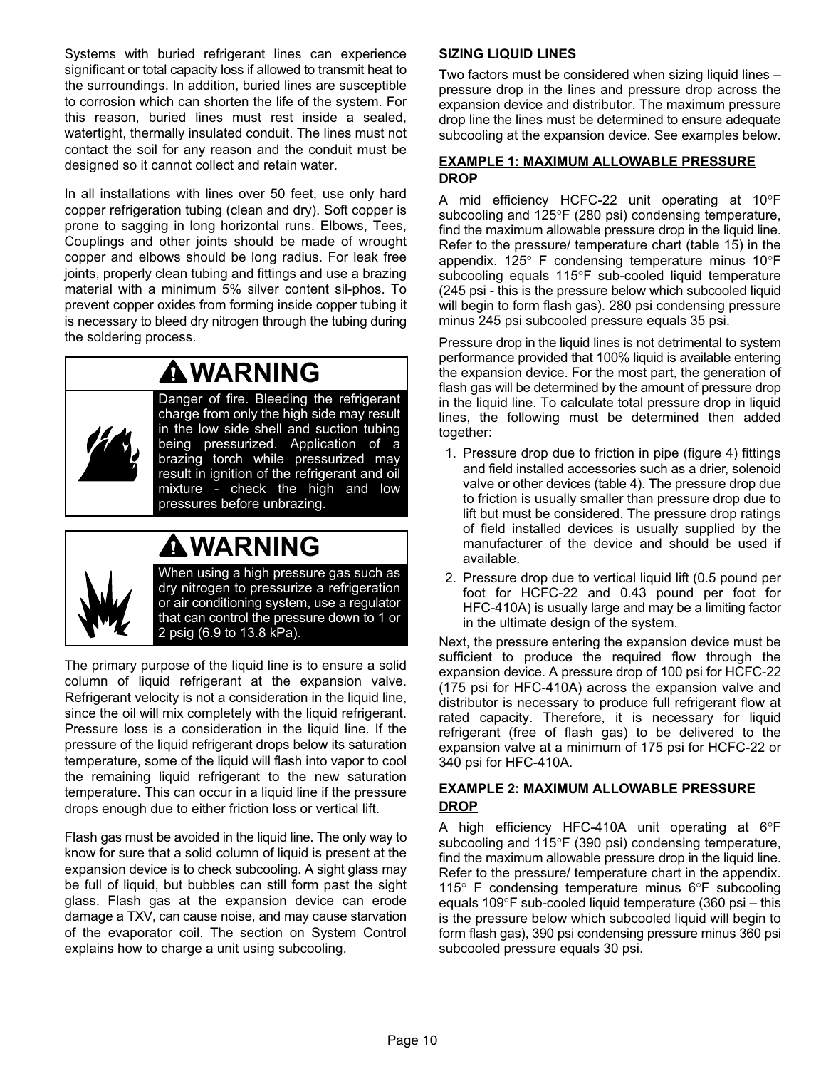Systems with buried refrigerant lines can experience significant or total capacity loss if allowed to transmit heat to the surroundings. In addition, buried lines are susceptible to corrosion which can shorten the life of the system. For this reason, buried lines must rest inside a sealed, watertight, thermally insulated conduit. The lines must not contact the soil for any reason and the conduit must be designed so it cannot collect and retain water.

In all installations with lines over 50 feet, use only hard copper refrigeration tubing (clean and dry). Soft copper is prone to sagging in long horizontal runs. Elbows, Tees, Couplings and other joints should be made of wrought copper and elbows should be long radius. For leak free joints, properly clean tubing and fittings and use a brazing material with a minimum 5% silver content sil-phos. To prevent copper oxides from forming inside copper tubing it is necessary to bleed dry nitrogen through the tubing during the soldering process.

**WARNING**

Danger of fire. Bleeding the refrigerant charge from only the high side may result in the low side shell and suction tubing being pressurized. Application of a brazing torch while pressurized may result in ignition of the refrigerant and oil mixture - check the high and low pressures before unbrazing.

**WARNING**

When using a high pressure gas such as dry nitrogen to pressurize a refrigeration or air conditioning system, use a regulator that can control the pressure down to 1 or 2 psig (6.9 to 13.8 kPa).

The primary purpose of the liquid line is to ensure a solid column of liquid refrigerant at the expansion valve. Refrigerant velocity is not a consideration in the liquid line, since the oil will mix completely with the liquid refrigerant. Pressure loss is a consideration in the liquid line. If the pressure of the liquid refrigerant drops below its saturation temperature, some of the liquid will flash into vapor to cool the remaining liquid refrigerant to the new saturation temperature. This can occur in a liquid line if the pressure drops enough due to either friction loss or vertical lift.

Flash gas must be avoided in the liquid line. The only way to know for sure that a solid column of liquid is present at the expansion device is to check subcooling. A sight glass may be full of liquid, but bubbles can still form past the sight glass. Flash gas at the expansion device can erode damage a TXV, can cause noise, and may cause starvation of the evaporator coil. The section on System Control explains how to charge a unit using subcooling.

### SIZING LIQUID LINES

Two factors must be considered when sizing liquid lines – pressure drop in the lines and pressure drop across the expansion device and distributor. The maximum pressure drop line the lines must be determined to ensure adequate subcooling at the expansion device. See examples below.

### EXAMPLE 1: MAXIMUM ALLOWABLE PRESSURE DROP

A mid efficiency HCFC-22 unit operating at 10°F subcooling and 125°F (280 psi) condensing temperature, find the maximum allowable pressure drop in the liquid line. Refer to the pressure/ temperature chart (table 15) in the appendix. 125° F condensing temperature minus 10°F subcooling equals 115°F sub-cooled liquid temperature (245 psi - this is the pressure below which subcooled liquid will begin to form flash gas). 280 psi condensing pressure minus 245 psi subcooled pressure equals 35 psi.

Pressure drop in the liquid lines is not detrimental to system performance provided that 100% liquid is available entering the expansion device. For the most part, the generation of flash gas will be determined by the amount of pressure drop in the liquid line. To calculate total pressure drop in liquid lines, the following must be determined then added together:

1. Pressure drop due to friction in pipe (figure 4) fittings and field installed accessories such as a drier, solenoid valve or other devices (table 4). The pressure drop due to friction is usually smaller than pressure drop due to lift but must be considered. The pressure drop ratings of field installed devices is usually supplied by the manufacturer of the device and should be used if available.
2. Pressure drop due to vertical liquid lift (0.5 pound per foot for HCFC-22 and 0.43 pound per foot for HFC-410A) is usually large and may be a limiting factor in the ultimate design of the system.

Next, the pressure entering the expansion device must be sufficient to produce the required flow through the expansion device. A pressure drop of 100 psi for HCFC-22 (175 psi for HFC-410A) across the expansion valve and distributor is necessary to produce full refrigerant flow at rated capacity. Therefore, it is necessary for liquid refrigerant (free of flash gas) to be delivered to the expansion valve at a minimum of 175 psi for HCFC-22 or 340 psi for HFC-410A.

### EXAMPLE 2: MAXIMUM ALLOWABLE PRESSURE DROP

A high efficiency HFC-410A unit operating at 6°F subcooling and 115°F (390 psi) condensing temperature, find the maximum allowable pressure drop in the liquid line. Refer to the pressure/ temperature chart in the appendix. 115° F condensing temperature minus 6°F subcooling equals 109°F sub-cooled liquid temperature (360 psi – this is the pressure below which subcooled liquid will begin to form flash gas), 390 psi condensing pressure minus 360 psi subcooled pressure equals 30 psi.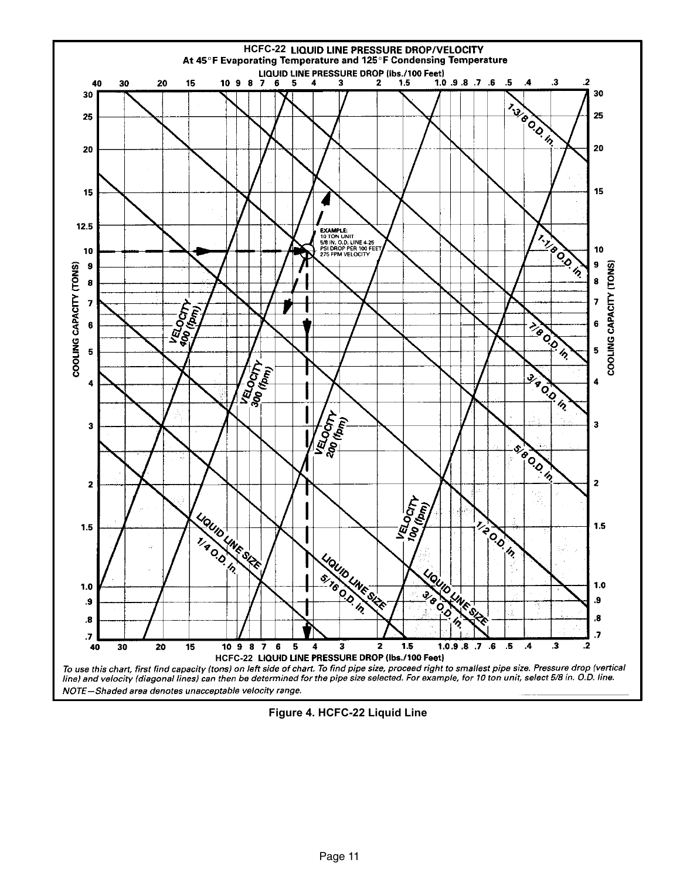**HCFC-22 LIQUID LINE PRESSURE DROP/VELOCITY**
**At 45°F Evaporating Temperature and 125°F Condensing Temperature**

LIQUID LINE PRESSURE DROP (lbs./100 Feet)

40 30 20 15 10 9 8 7 6 5 4 3 2 1.5 1.0 .9 .8 .7 .6 .5 .4 .3 .2

COOLING CAPACITY (TONS)

30 25 20 15 12.5 10 9 8 7 6 5 4 3 2 1.5 1.0 .9 .8 .7

EXAMPLE:
10 TON UNIT
5/8 IN. O.D. LINE 4.25
PSI DROP PER 100 FEET
275 FPM VELOCITY

VELOCITY 400 (fpm)

VELOCITY 300 (fpm)

VELOCITY 200 (fpm)

VELOCITY 100 (fpm)

LIQUID LINE SIZE 1/4 O.D. in.

LIQUID LINE SIZE 5/16 O.D. in.

LIQUID LINE SIZE 3/8 O.D. in.

1/2 O.D. in.

5/8 O.D. in.

3/4 O.D. in.

7/8 O.D. in.

1-1/8 O.D. in.

1-3/8 O.D. in.

HCFC-22 LIQUID LINE PRESSURE DROP (lbs./100 Feet)

*To use this chart, first find capacity (tons) on left side of chart. To find pipe size, proceed right to smallest pipe size. Pressure drop (vertical line) and velocity (diagonal lines) can then be determined for the pipe size selected. For example, for 10 ton unit, select 5/8 in. O.D. line.*

*NOTE—Shaded area denotes unacceptable velocity range.*

**Figure 4. HCFC-22 Liquid Line**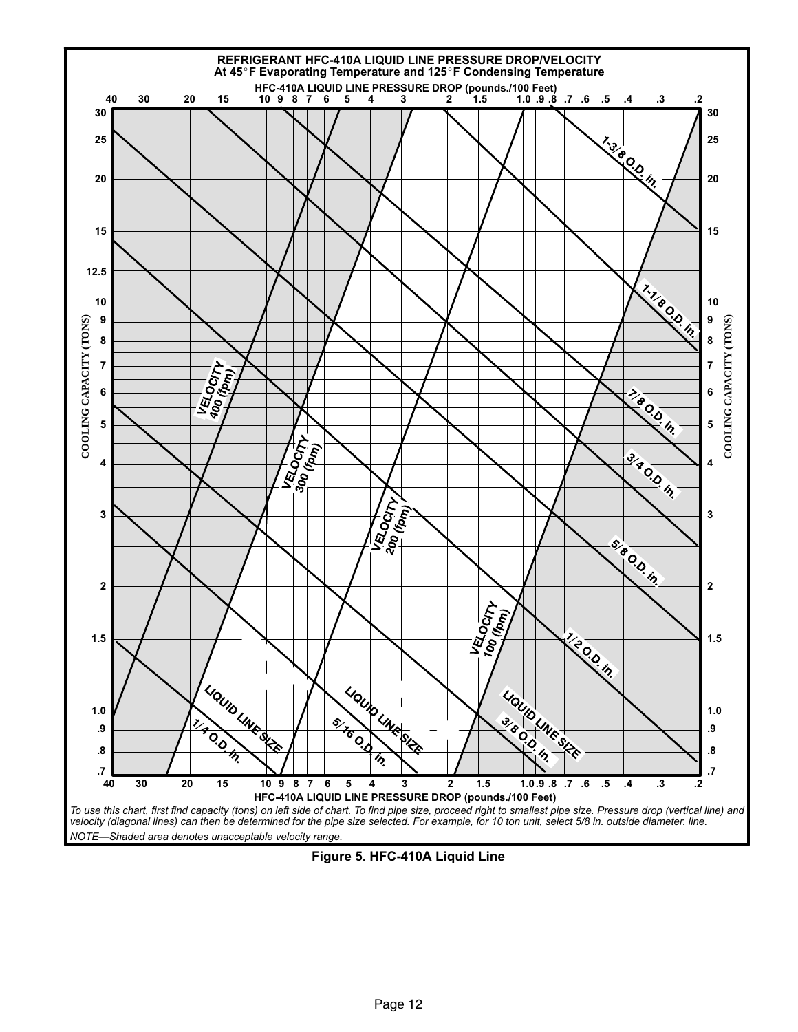**REFRIGERANT HFC-410A LIQUID LINE PRESSURE DROP/VELOCITY**
**At 45°F Evaporating Temperature and 125°F Condensing Temperature**

HFC-410A LIQUID LINE PRESSURE DROP (pounds./100 Feet)

40 30 20 15 10 9 8 7 6 5 4 3 2 1.5 1.0 .9 .8 .7 .6 .5 .4 .3 .2

COOLING CAPACITY (TONS)

30 25 20 15 12.5 10 9 8 7 6 5 4 3 2 1.5 1.0 .9 .8 .7

VELOCITY 400 (fpm)

VELOCITY 300 (fpm)

VELOCITY 200 (fpm)

VELOCITY 100 (fpm)

LIQUID LINE SIZE 1/4 O.D. in.

LIQUID LINE SIZE 5/16 O.D. in.

LIQUID LINE SIZE 3/8 O.D. in.

1/2 O.D. in.

5/8 O.D. in.

3/4 O.D. in.

7/8 O.D. in.

1-1/8 O.D. in.

1-3/8 O.D. in.

*To use this chart, first find capacity (tons) on left side of chart. To find pipe size, proceed right to smallest pipe size. Pressure drop (vertical line) and velocity (diagonal lines) can then be determined for the pipe size selected. For example, for 10 ton unit, select 5/8 in. outside diameter. line.*

*NOTE—Shaded area denotes unacceptable velocity range.*

**Figure 5. HFC-410A Liquid Line**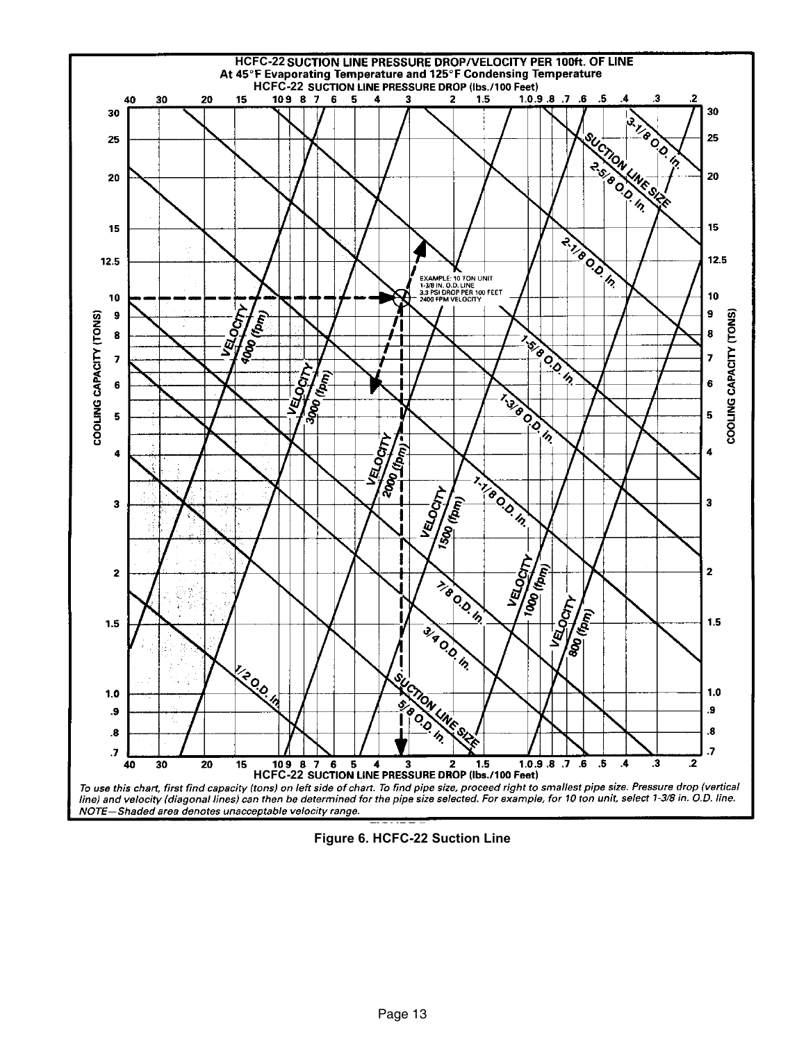## HCFC-22 SUCTION LINE PRESSURE DROP/VELOCITY PER 100ft. OF LINE

At 45°F Evaporating Temperature and 125°F Condensing Temperature

HCFC-22 SUCTION LINE PRESSURE DROP (lbs./100 Feet)

EXAMPLE: 10 TON UNIT
1-3/8 IN. O.D. LINE
3.3 PSI DROP PER 100 FEET
2400 FPM VELOCITY

*To use this chart, first find capacity (tons) on left side of chart. To find pipe size, proceed right to smallest pipe size. Pressure drop (vertical line) and velocity (diagonal lines) can then be determined for the pipe size selected. For example, for 10 ton unit, select 1-3/8 in. O.D. line.*
*NOTE—Shaded area denotes unacceptable velocity range.*

**Figure 6. HCFC-22 Suction Line**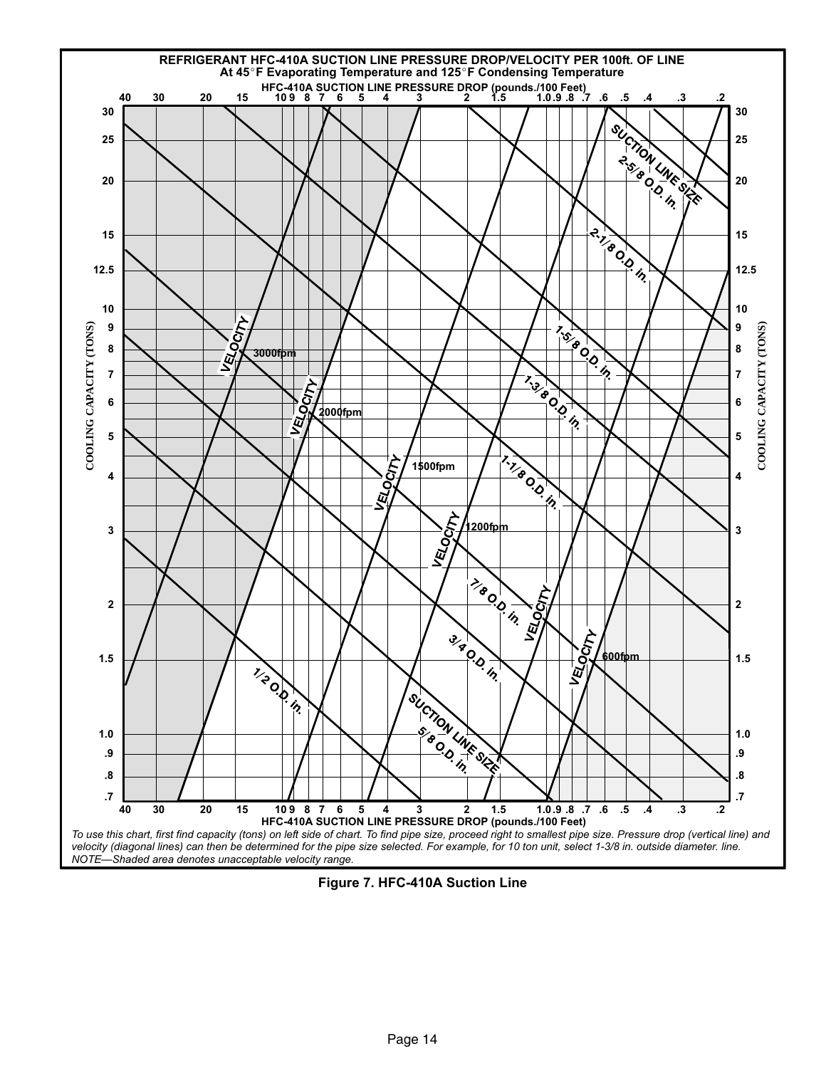**REFRIGERANT HFC-410A SUCTION LINE PRESSURE DROP/VELOCITY PER 100ft. OF LINE**
**At 45°F Evaporating Temperature and 125°F Condensing Temperature**

HFC-410A SUCTION LINE PRESSURE DROP (pounds./100 Feet)

40 30 20 15 10 9 8 7 6 5 4 3 2 1.5 1.0 .9 .8 .7 .6 .5 .4 .3 .2

COOLING CAPACITY (TONS): 30, 25, 20, 15, 12.5, 10, 9, 8, 7, 6, 5, 4, 3, 2, 1.5, 1.0, .9, .8, .7

SUCTION LINE SIZE: 1/2 O.D. in., 5/8 O.D. in., 3/4 O.D. in., 7/8 O.D. in., 1-1/8 O.D. in., 1-3/8 O.D. in., 1-5/8 O.D. in., 2-1/8 O.D. in., 2-5/8 O.D. in.

VELOCITY: 3000fpm, 2000fpm, 1500fpm, 1200fpm, 600fpm

*To use this chart, first find capacity (tons) on left side of chart. To find pipe size, proceed right to smallest pipe size. Pressure drop (vertical line) and velocity (diagonal lines) can then be determined for the pipe size selected. For example, for 10 ton unit, select 1-3/8 in. outside diameter. line.*
*NOTE—Shaded area denotes unacceptable velocity range.*

**Figure 7. HFC-410A Suction Line**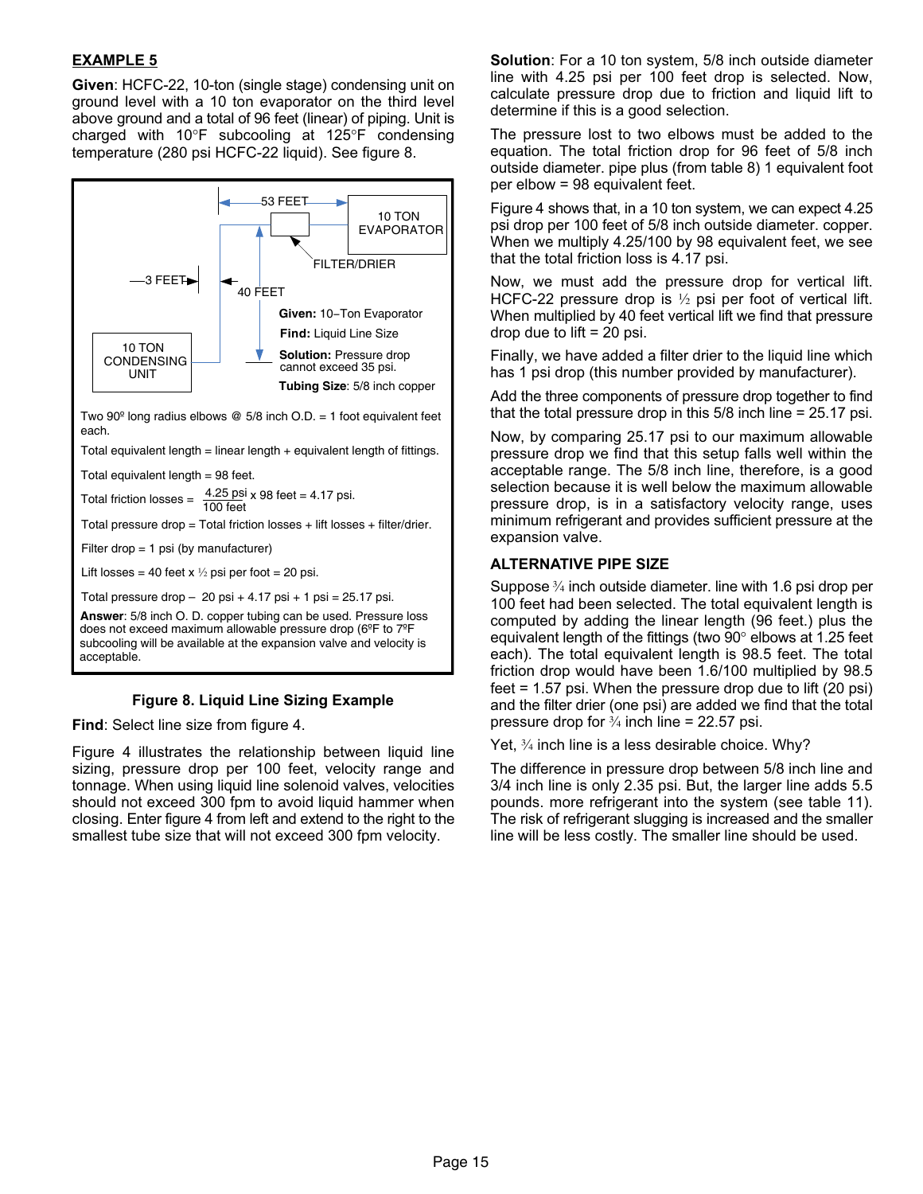**EXAMPLE 5**

**Given**: HCFC-22, 10-ton (single stage) condensing unit on ground level with a 10 ton evaporator on the third level above ground and a total of 96 feet (linear) of piping. Unit is charged with 10°F subcooling at 125°F condensing temperature (280 psi HCFC-22 liquid). See figure 8.

53 FEET

10 TON EVAPORATOR

FILTER/DRIER

3 FEET

40 FEET

10 TON CONDENSING UNIT

**Given:** 10–Ton Evaporator

**Find:** Liquid Line Size

**Solution:** Pressure drop cannot exceed 35 psi.

**Tubing Size**: 5/8 inch copper

Two 90º long radius elbows @ 5/8 inch O.D. = 1 foot equivalent feet each.

Total equivalent length = linear length + equivalent length of fittings.

Total equivalent length = 98 feet.

Total friction losses = $\frac{4.25 \text{ psi}}{100 \text{ feet}}$ x 98 feet = 4.17 psi.

Total pressure drop = Total friction losses + lift losses + filter/drier.

Filter drop = 1 psi (by manufacturer)

Lift losses = 40 feet x ½ psi per foot = 20 psi.

Total pressure drop – 20 psi + 4.17 psi + 1 psi = 25.17 psi.

**Answer**: 5/8 inch O. D. copper tubing can be used. Pressure loss does not exceed maximum allowable pressure drop (6ºF to 7ºF subcooling will be available at the expansion valve and velocity is acceptable.

**Figure 8. Liquid Line Sizing Example**

**Find**: Select line size from figure 4.

Figure 4 illustrates the relationship between liquid line sizing, pressure drop per 100 feet, velocity range and tonnage. When using liquid line solenoid valves, velocities should not exceed 300 fpm to avoid liquid hammer when closing. Enter figure 4 from left and extend to the right to the smallest tube size that will not exceed 300 fpm velocity.

**Solution**: For a 10 ton system, 5/8 inch outside diameter line with 4.25 psi per 100 feet drop is selected. Now, calculate pressure drop due to friction and liquid lift to determine if this is a good selection.

The pressure lost to two elbows must be added to the equation. The total friction drop for 96 feet of 5/8 inch outside diameter. pipe plus (from table 8) 1 equivalent foot per elbow = 98 equivalent feet.

Figure 4 shows that, in a 10 ton system, we can expect 4.25 psi drop per 100 feet of 5/8 inch outside diameter. copper. When we multiply 4.25/100 by 98 equivalent feet, we see that the total friction loss is 4.17 psi.

Now, we must add the pressure drop for vertical lift. HCFC-22 pressure drop is ½ psi per foot of vertical lift. When multiplied by 40 feet vertical lift we find that pressure drop due to lift = 20 psi.

Finally, we have added a filter drier to the liquid line which has 1 psi drop (this number provided by manufacturer).

Add the three components of pressure drop together to find that the total pressure drop in this 5/8 inch line = 25.17 psi.

Now, by comparing 25.17 psi to our maximum allowable pressure drop we find that this setup falls well within the acceptable range. The 5/8 inch line, therefore, is a good selection because it is well below the maximum allowable pressure drop, is in a satisfactory velocity range, uses minimum refrigerant and provides sufficient pressure at the expansion valve.

**ALTERNATIVE PIPE SIZE**

Suppose ¾ inch outside diameter. line with 1.6 psi drop per 100 feet had been selected. The total equivalent length is computed by adding the linear length (96 feet.) plus the equivalent length of the fittings (two 90° elbows at 1.25 feet each). The total equivalent length is 98.5 feet. The total friction drop would have been 1.6/100 multiplied by 98.5 feet = 1.57 psi. When the pressure drop due to lift (20 psi) and the filter drier (one psi) are added we find that the total pressure drop for ¾ inch line = 22.57 psi.

Yet, ¾ inch line is a less desirable choice. Why?

The difference in pressure drop between 5/8 inch line and 3/4 inch line is only 2.35 psi. But, the larger line adds 5.5 pounds. more refrigerant into the system (see table 11). The risk of refrigerant slugging is increased and the smaller line will be less costly. The smaller line should be used.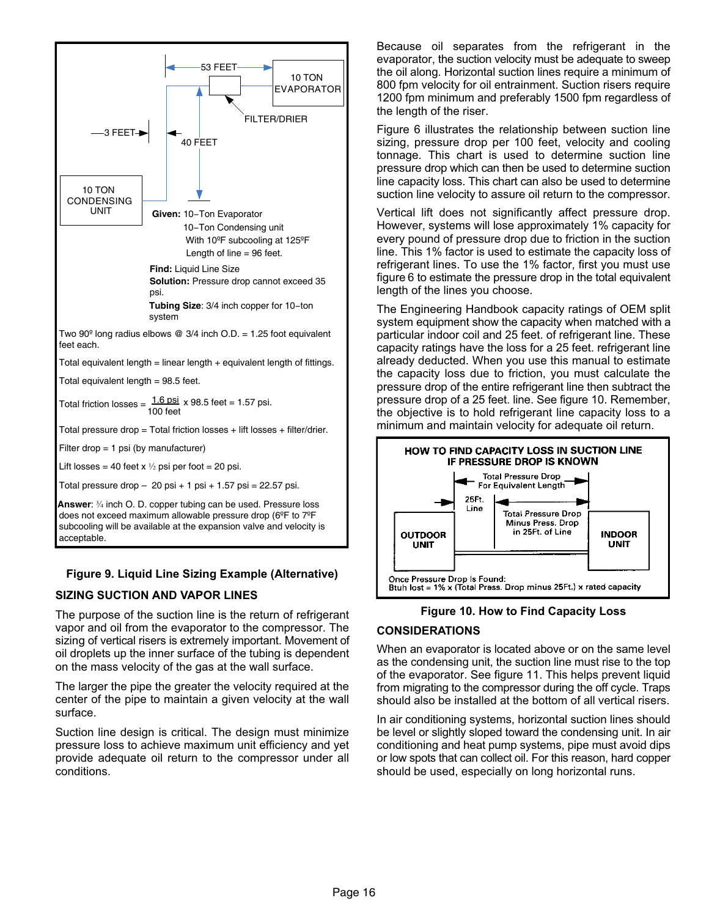53 FEET

10 TON EVAPORATOR

FILTER/DRIER

3 FEET

40 FEET

10 TON CONDENSING UNIT

**Given:** 10−Ton Evaporator
10−Ton Condensing unit
With 10ºF subcooling at 125ºF
Length of line = 96 feet.

**Find:** Liquid Line Size

**Solution:** Pressure drop cannot exceed 35 psi.

**Tubing Size**: 3/4 inch copper for 10−ton system

Two 90º long radius elbows @ 3/4 inch O.D. = 1.25 foot equivalent feet each.

Total equivalent length = linear length + equivalent length of fittings.

Total equivalent length = 98.5 feet.

Total friction losses = $\frac{1.6 \text{ psi}}{100 \text{ feet}}$ x 98.5 feet = 1.57 psi.

Total pressure drop = Total friction losses + lift losses + filter/drier.

Filter drop = 1 psi (by manufacturer)

Lift losses = 40 feet x ½ psi per foot = 20 psi.

Total pressure drop − 20 psi + 1 psi + 1.57 psi = 22.57 psi.

**Answer**: ¾ inch O. D. copper tubing can be used. Pressure loss does not exceed maximum allowable pressure drop (6ºF to 7ºF subcooling will be available at the expansion valve and velocity is acceptable.

**Figure 9. Liquid Line Sizing Example (Alternative)**

## SIZING SUCTION AND VAPOR LINES

The purpose of the suction line is the return of refrigerant vapor and oil from the evaporator to the compressor. The sizing of vertical risers is extremely important. Movement of oil droplets up the inner surface of the tubing is dependent on the mass velocity of the gas at the wall surface.

The larger the pipe the greater the velocity required at the center of the pipe to maintain a given velocity at the wall surface.

Suction line design is critical. The design must minimize pressure loss to achieve maximum unit efficiency and yet provide adequate oil return to the compressor under all conditions.

Because oil separates from the refrigerant in the evaporator, the suction velocity must be adequate to sweep the oil along. Horizontal suction lines require a minimum of 800 fpm velocity for oil entrainment. Suction risers require 1200 fpm minimum and preferably 1500 fpm regardless of the length of the riser.

Figure 6 illustrates the relationship between suction line sizing, pressure drop per 100 feet, velocity and cooling tonnage. This chart is used to determine suction line pressure drop which can then be used to determine suction line capacity loss. This chart can also be used to determine suction line velocity to assure oil return to the compressor.

Vertical lift does not significantly affect pressure drop. However, systems will lose approximately 1% capacity for every pound of pressure drop due to friction in the suction line. This 1% factor is used to estimate the capacity loss of refrigerant lines. To use the 1% factor, first you must use figure 6 to estimate the pressure drop in the total equivalent length of the lines you choose.

The Engineering Handbook capacity ratings of OEM split system equipment show the capacity when matched with a particular indoor coil and 25 feet. of refrigerant line. These capacity ratings have the loss for a 25 feet. refrigerant line already deducted. When you use this manual to estimate the capacity loss due to friction, you must calculate the pressure drop of the entire refrigerant line then subtract the pressure drop of a 25 feet. line. See figure 10. Remember, the objective is to hold refrigerant line capacity loss to a minimum and maintain velocity for adequate oil return.

**HOW TO FIND CAPACITY LOSS IN SUCTION LINE IF PRESSURE DROP IS KNOWN**

Total Pressure Drop For Equivalent Length

25Ft. Line

Total Pressure Drop Minus Press. Drop in 25Ft. of Line

OUTDOOR UNIT

INDOOR UNIT

Once Pressure Drop Is Found:
Btuh lost = 1% x (Total Press. Drop minus 25Ft.) x rated capacity

**Figure 10. How to Find Capacity Loss**

## CONSIDERATIONS

When an evaporator is located above or on the same level as the condensing unit, the suction line must rise to the top of the evaporator. See figure 11. This helps prevent liquid from migrating to the compressor during the off cycle. Traps should also be installed at the bottom of all vertical risers.

In air conditioning systems, horizontal suction lines should be level or slightly sloped toward the condensing unit. In air conditioning and heat pump systems, pipe must avoid dips or low spots that can collect oil. For this reason, hard copper should be used, especially on long horizontal runs.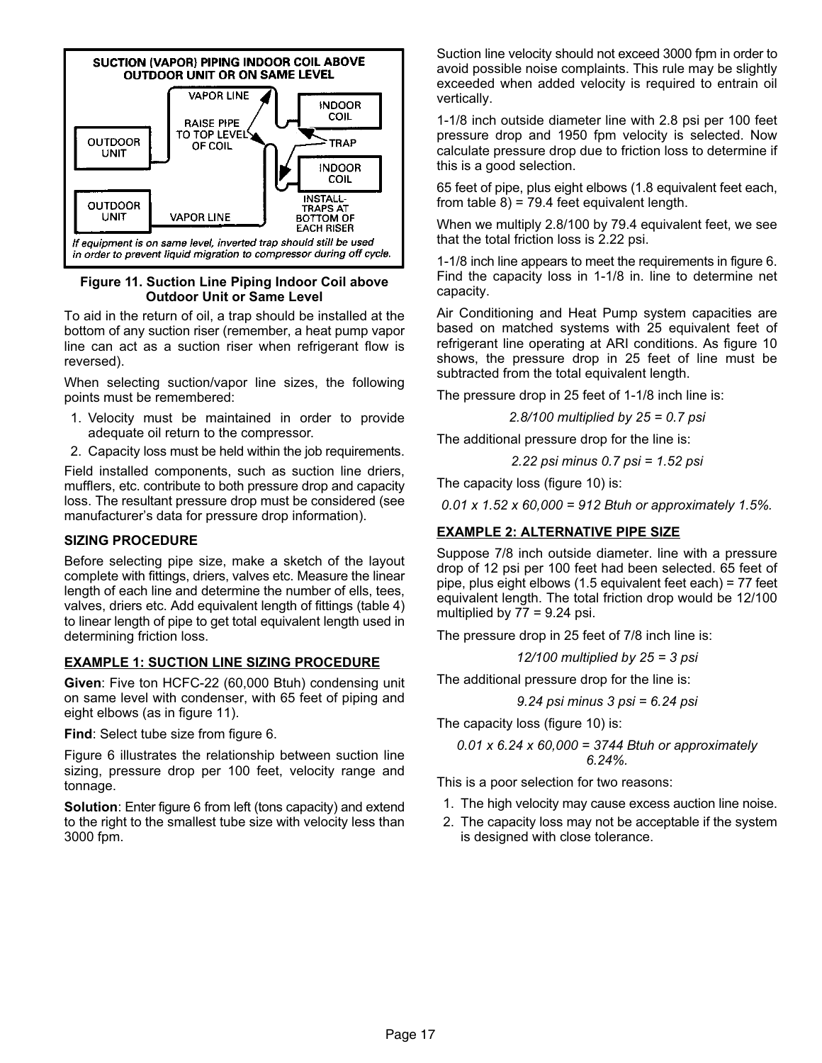SUCTION (VAPOR) PIPING INDOOR COIL ABOVE OUTDOOR UNIT OR ON SAME LEVEL

VAPOR LINE

RAISE PIPE TO TOP LEVEL OF COIL

OUTDOOR UNIT

INDOOR COIL

TRAP

INDOOR COIL

OUTDOOR UNIT

VAPOR LINE

INSTALL TRAPS AT BOTTOM OF EACH RISER

*If equipment is on same level, inverted trap should still be used in order to prevent liquid migration to compressor during off cycle.*

**Figure 11. Suction Line Piping Indoor Coil above Outdoor Unit or Same Level**

To aid in the return of oil, a trap should be installed at the bottom of any suction riser (remember, a heat pump vapor line can act as a suction riser when refrigerant flow is reversed).

When selecting suction/vapor line sizes, the following points must be remembered:

1. Velocity must be maintained in order to provide adequate oil return to the compressor.
2. Capacity loss must be held within the job requirements.

Field installed components, such as suction line driers, mufflers, etc. contribute to both pressure drop and capacity loss. The resultant pressure drop must be considered (see manufacturer's data for pressure drop information).

### SIZING PROCEDURE

Before selecting pipe size, make a sketch of the layout complete with fittings, driers, valves etc. Measure the linear length of each line and determine the number of ells, tees, valves, driers etc. Add equivalent length of fittings (table 4) to linear length of pipe to get total equivalent length used in determining friction loss.

### EXAMPLE 1: SUCTION LINE SIZING PROCEDURE

**Given**: Five ton HCFC-22 (60,000 Btuh) condensing unit on same level with condenser, with 65 feet of piping and eight elbows (as in figure 11).

**Find**: Select tube size from figure 6.

Figure 6 illustrates the relationship between suction line sizing, pressure drop per 100 feet, velocity range and tonnage.

**Solution**: Enter figure 6 from left (tons capacity) and extend to the right to the smallest tube size with velocity less than 3000 fpm.

Suction line velocity should not exceed 3000 fpm in order to avoid possible noise complaints. This rule may be slightly exceeded when added velocity is required to entrain oil vertically.

1-1/8 inch outside diameter line with 2.8 psi per 100 feet pressure drop and 1950 fpm velocity is selected. Now calculate pressure drop due to friction loss to determine if this is a good selection.

65 feet of pipe, plus eight elbows (1.8 equivalent feet each, from table 8) = 79.4 feet equivalent length.

When we multiply 2.8/100 by 79.4 equivalent feet, we see that the total friction loss is 2.22 psi.

1-1/8 inch line appears to meet the requirements in figure 6. Find the capacity loss in 1-1/8 in. line to determine net capacity.

Air Conditioning and Heat Pump system capacities are based on matched systems with 25 equivalent feet of refrigerant line operating at ARI conditions. As figure 10 shows, the pressure drop in 25 feet of line must be subtracted from the total equivalent length.

The pressure drop in 25 feet of 1-1/8 inch line is:

*2.8/100 multiplied by 25 = 0.7 psi*

The additional pressure drop for the line is:

*2.22 psi minus 0.7 psi = 1.52 psi*

The capacity loss (figure 10) is:

*0.01 x 1.52 x 60,000 = 912 Btuh or approximately 1.5%.*

### EXAMPLE 2: ALTERNATIVE PIPE SIZE

Suppose 7/8 inch outside diameter. line with a pressure drop of 12 psi per 100 feet had been selected. 65 feet of pipe, plus eight elbows (1.5 equivalent feet each) = 77 feet equivalent length. The total friction drop would be 12/100 multiplied by 77 = 9.24 psi.

The pressure drop in 25 feet of 7/8 inch line is:

*12/100 multiplied by 25 = 3 psi*

The additional pressure drop for the line is:

*9.24 psi minus 3 psi = 6.24 psi*

The capacity loss (figure 10) is:

*0.01 x 6.24 x 60,000 = 3744 Btuh or approximately 6.24%.*

This is a poor selection for two reasons:

1. The high velocity may cause excess auction line noise.
2. The capacity loss may not be acceptable if the system is designed with close tolerance.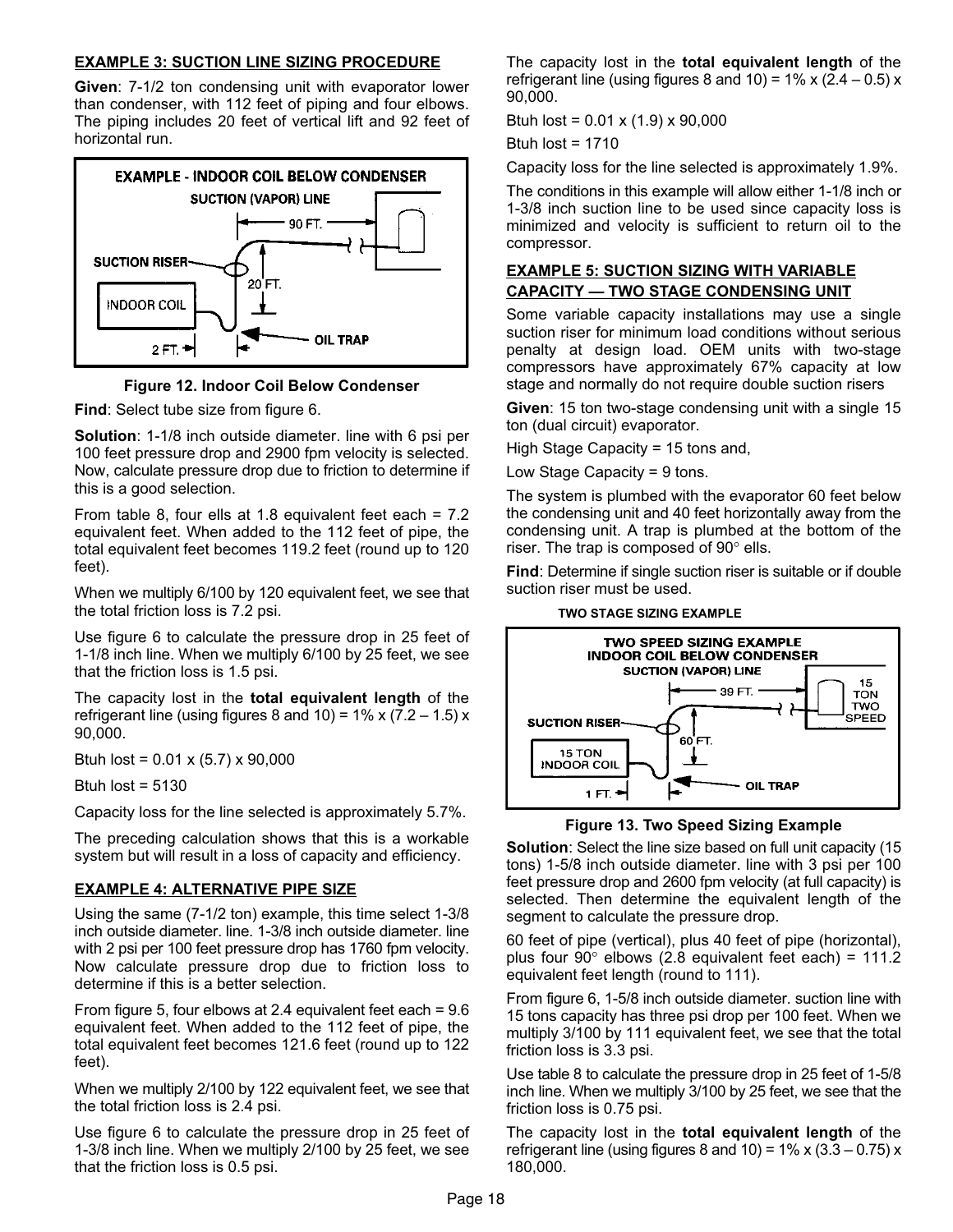## EXAMPLE 3: SUCTION LINE SIZING PROCEDURE

**Given**: 7-1/2 ton condensing unit with evaporator lower than condenser, with 112 feet of piping and four elbows. The piping includes 20 feet of vertical lift and 92 feet of horizontal run.

**Figure 12. Indoor Coil Below Condenser**

**Find**: Select tube size from figure 6.

**Solution**: 1-1/8 inch outside diameter. line with 6 psi per 100 feet pressure drop and 2900 fpm velocity is selected. Now, calculate pressure drop due to friction to determine if this is a good selection.

From table 8, four ells at 1.8 equivalent feet each = 7.2 equivalent feet. When added to the 112 feet of pipe, the total equivalent feet becomes 119.2 feet (round up to 120 feet).

When we multiply 6/100 by 120 equivalent feet, we see that the total friction loss is 7.2 psi.

Use figure 6 to calculate the pressure drop in 25 feet of 1-1/8 inch line. When we multiply 6/100 by 25 feet, we see that the friction loss is 1.5 psi.

The capacity lost in the **total equivalent length** of the refrigerant line (using figures 8 and 10) = 1% x (7.2 – 1.5) x 90,000.

Btuh lost = 0.01 x (5.7) x 90,000

Btuh lost = 5130

Capacity loss for the line selected is approximately 5.7%.

The preceding calculation shows that this is a workable system but will result in a loss of capacity and efficiency.

## EXAMPLE 4: ALTERNATIVE PIPE SIZE

Using the same (7-1/2 ton) example, this time select 1-3/8 inch outside diameter. line. 1-3/8 inch outside diameter. line with 2 psi per 100 feet pressure drop has 1760 fpm velocity. Now calculate pressure drop due to friction loss to determine if this is a better selection.

From figure 5, four elbows at 2.4 equivalent feet each = 9.6 equivalent feet. When added to the 112 feet of pipe, the total equivalent feet becomes 121.6 feet (round up to 122 feet).

When we multiply 2/100 by 122 equivalent feet, we see that the total friction loss is 2.4 psi.

Use figure 6 to calculate the pressure drop in 25 feet of 1-3/8 inch line. When we multiply 2/100 by 25 feet, we see that the friction loss is 0.5 psi.

The capacity lost in the **total equivalent length** of the refrigerant line (using figures 8 and 10) = 1% x (2.4 – 0.5) x 90,000.

Btuh lost = 0.01 x (1.9) x 90,000

Btuh lost = 1710

Capacity loss for the line selected is approximately 1.9%.

The conditions in this example will allow either 1-1/8 inch or 1-3/8 inch suction line to be used since capacity loss is minimized and velocity is sufficient to return oil to the compressor.

## EXAMPLE 5: SUCTION SIZING WITH VARIABLE CAPACITY — TWO STAGE CONDENSING UNIT

Some variable capacity installations may use a single suction riser for minimum load conditions without serious penalty at design load. OEM units with two-stage compressors have approximately 67% capacity at low stage and normally do not require double suction risers

**Given**: 15 ton two-stage condensing unit with a single 15 ton (dual circuit) evaporator.

High Stage Capacity = 15 tons and,

Low Stage Capacity = 9 tons.

The system is plumbed with the evaporator 60 feet below the condensing unit and 40 feet horizontally away from the condensing unit. A trap is plumbed at the bottom of the riser. The trap is composed of 90° ells.

**Find**: Determine if single suction riser is suitable or if double suction riser must be used.

TWO STAGE SIZING EXAMPLE

**Figure 13. Two Speed Sizing Example**

**Solution**: Select the line size based on full unit capacity (15 tons) 1-5/8 inch outside diameter. line with 3 psi per 100 feet pressure drop and 2600 fpm velocity (at full capacity) is selected. Then determine the equivalent length of the segment to calculate the pressure drop.

60 feet of pipe (vertical), plus 40 feet of pipe (horizontal), plus four 90° elbows (2.8 equivalent feet each) = 111.2 equivalent feet length (round to 111).

From figure 6, 1-5/8 inch outside diameter. suction line with 15 tons capacity has three psi drop per 100 feet. When we multiply 3/100 by 111 equivalent feet, we see that the total friction loss is 3.3 psi.

Use table 8 to calculate the pressure drop in 25 feet of 1-5/8 inch line. When we multiply 3/100 by 25 feet, we see that the friction loss is 0.75 psi.

The capacity lost in the **total equivalent length** of the refrigerant line (using figures 8 and 10) = 1% x (3.3 – 0.75) x 180,000.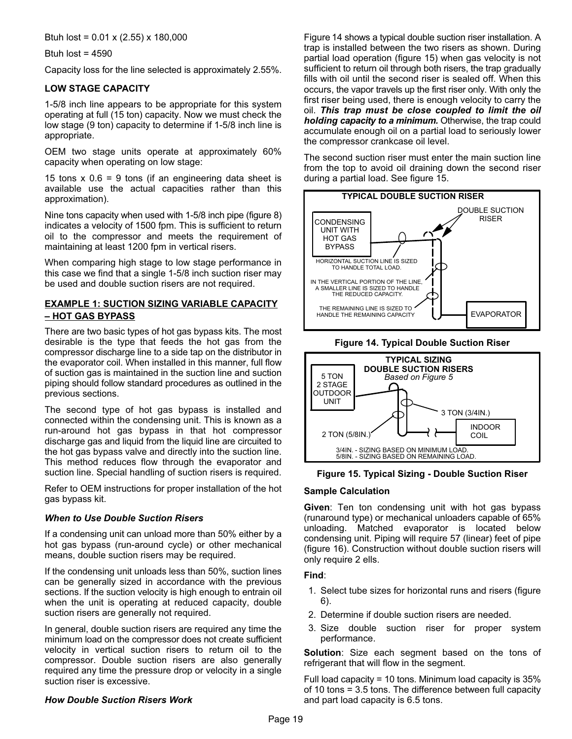Btuh lost = 0.01 x (2.55) x 180,000

Btuh lost = 4590

Capacity loss for the line selected is approximately 2.55%.

### LOW STAGE CAPACITY

1-5/8 inch line appears to be appropriate for this system operating at full (15 ton) capacity. Now we must check the low stage (9 ton) capacity to determine if 1-5/8 inch line is appropriate.

OEM two stage units operate at approximately 60% capacity when operating on low stage:

15 tons x 0.6 = 9 tons (if an engineering data sheet is available use the actual capacities rather than this approximation).

Nine tons capacity when used with 1-5/8 inch pipe (figure 8) indicates a velocity of 1500 fpm. This is sufficient to return oil to the compressor and meets the requirement of maintaining at least 1200 fpm in vertical risers.

When comparing high stage to low stage performance in this case we find that a single 1-5/8 inch suction riser may be used and double suction risers are not required.

### EXAMPLE 1: SUCTION SIZING VARIABLE CAPACITY – HOT GAS BYPASS

There are two basic types of hot gas bypass kits. The most desirable is the type that feeds the hot gas from the compressor discharge line to a side tap on the distributor in the evaporator coil. When installed in this manner, full flow of suction gas is maintained in the suction line and suction piping should follow standard procedures as outlined in the previous sections.

The second type of hot gas bypass is installed and connected within the condensing unit. This is known as a run-around hot gas bypass in that hot compressor discharge gas and liquid from the liquid line are circuited to the hot gas bypass valve and directly into the suction line. This method reduces flow through the evaporator and suction line. Special handling of suction risers is required.

Refer to OEM instructions for proper installation of the hot gas bypass kit.

#### *When to Use Double Suction Risers*

If a condensing unit can unload more than 50% either by a hot gas bypass (run-around cycle) or other mechanical means, double suction risers may be required.

If the condensing unit unloads less than 50%, suction lines can be generally sized in accordance with the previous sections. If the suction velocity is high enough to entrain oil when the unit is operating at reduced capacity, double suction risers are generally not required.

In general, double suction risers are required any time the minimum load on the compressor does not create sufficient velocity in vertical suction risers to return oil to the compressor. Double suction risers are also generally required any time the pressure drop or velocity in a single suction riser is excessive.

#### *How Double Suction Risers Work*

Figure 14 shows a typical double suction riser installation. A trap is installed between the two risers as shown. During partial load operation (figure 15) when gas velocity is not sufficient to return oil through both risers, the trap gradually fills with oil until the second riser is sealed off. When this occurs, the vapor travels up the first riser only. With only the first riser being used, there is enough velocity to carry the oil. ***This trap must be close coupled to limit the oil holding capacity to a minimum.*** Otherwise, the trap could accumulate enough oil on a partial load to seriously lower the compressor crankcase oil level.

The second suction riser must enter the main suction line from the top to avoid oil draining down the second riser during a partial load. See figure 15.

TYPICAL DOUBLE SUCTION RISER

CONDENSING UNIT WITH HOT GAS BYPASS — DOUBLE SUCTION RISER — EVAPORATOR

HORIZONTAL SUCTION LINE IS SIZED TO HANDLE TOTAL LOAD.

IN THE VERTICAL PORTION OF THE LINE, A SMALLER LINE IS SIZED TO HANDLE THE REDUCED CAPACITY.

THE REMAINING LINE IS SIZED TO HANDLE THE REMAINING CAPACITY

**Figure 14. Typical Double Suction Riser**

TYPICAL SIZING DOUBLE SUCTION RISERS
*Based on Figure 5*

5 TON 2 STAGE OUTDOOR UNIT — 3 TON (3/4IN.) — 2 TON (5/8IN.) — INDOOR COIL

3/4IN. - SIZING BASED ON MINIMUM LOAD.
5/8IN. - SIZING BASED ON REMAINING LOAD.

**Figure 15. Typical Sizing - Double Suction Riser**

#### Sample Calculation

**Given**: Ten ton condensing unit with hot gas bypass (runaround type) or mechanical unloaders capable of 65% unloading. Matched evaporator is located below condensing unit. Piping will require 57 (linear) feet of pipe (figure 16). Construction without double suction risers will only require 2 ells.

**Find**:

1. Select tube sizes for horizontal runs and risers (figure 6).
2. Determine if double suction risers are needed.
3. Size double suction riser for proper system performance.

**Solution**: Size each segment based on the tons of refrigerant that will flow in the segment.

Full load capacity = 10 tons. Minimum load capacity is 35% of 10 tons = 3.5 tons. The difference between full capacity and part load capacity is 6.5 tons.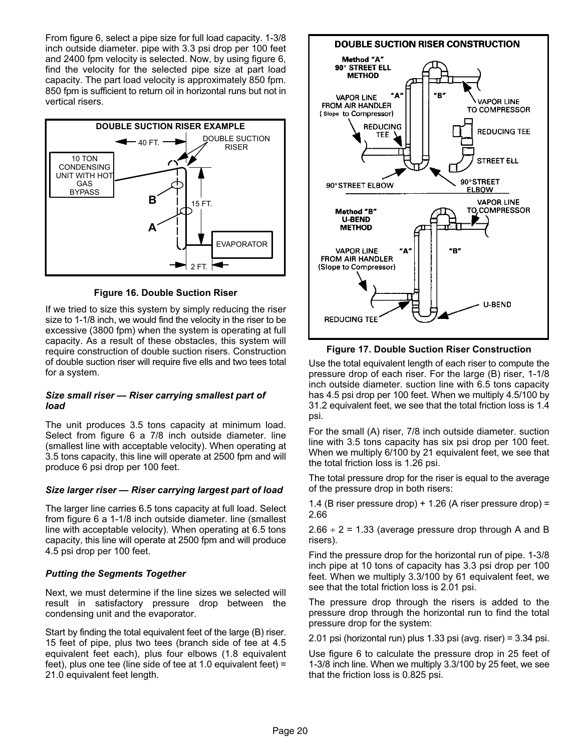From figure 6, select a pipe size for full load capacity. 1-3/8 inch outside diameter. pipe with 3.3 psi drop per 100 feet and 2400 fpm velocity is selected. Now, by using figure 6, find the velocity for the selected pipe size at part load capacity. The part load velocity is approximately 850 fpm. 850 fpm is sufficient to return oil in horizontal runs but not in vertical risers.

Figure 16. Double Suction Riser

If we tried to size this system by simply reducing the riser size to 1-1/8 inch, we would find the velocity in the riser to be excessive (3800 fpm) when the system is operating at full capacity. As a result of these obstacles, this system will require construction of double suction risers. Construction of double suction riser will require five ells and two tees total for a system.

### *Size small riser — Riser carrying smallest part of load*

The unit produces 3.5 tons capacity at minimum load. Select from figure 6 a 7/8 inch outside diameter. line (smallest line with acceptable velocity). When operating at 3.5 tons capacity, this line will operate at 2500 fpm and will produce 6 psi drop per 100 feet.

### *Size larger riser — Riser carrying largest part of load*

The larger line carries 6.5 tons capacity at full load. Select from figure 6 a 1-1/8 inch outside diameter. line (smallest line with acceptable velocity). When operating at 6.5 tons capacity, this line will operate at 2500 fpm and will produce 4.5 psi drop per 100 feet.

### *Putting the Segments Together*

Next, we must determine if the line sizes we selected will result in satisfactory pressure drop between the condensing unit and the evaporator.

Start by finding the total equivalent feet of the large (B) riser. 15 feet of pipe, plus two tees (branch side of tee at 4.5 equivalent feet each), plus four elbows (1.8 equivalent feet), plus one tee (line side of tee at 1.0 equivalent feet) = 21.0 equivalent feet length.

Figure 17. Double Suction Riser Construction

Use the total equivalent length of each riser to compute the pressure drop of each riser. For the large (B) riser, 1-1/8 inch outside diameter. suction line with 6.5 tons capacity has 4.5 psi drop per 100 feet. When we multiply 4.5/100 by 31.2 equivalent feet, we see that the total friction loss is 1.4 psi.

For the small (A) riser, 7/8 inch outside diameter. suction line with 3.5 tons capacity has six psi drop per 100 feet. When we multiply 6/100 by 21 equivalent feet, we see that the total friction loss is 1.26 psi.

The total pressure drop for the riser is equal to the average of the pressure drop in both risers:

1.4 (B riser pressure drop) + 1.26 (A riser pressure drop) = 2.66

2.66 ÷ 2 = 1.33 (average pressure drop through A and B risers).

Find the pressure drop for the horizontal run of pipe. 1-3/8 inch pipe at 10 tons of capacity has 3.3 psi drop per 100 feet. When we multiply 3.3/100 by 61 equivalent feet, we see that the total friction loss is 2.01 psi.

The pressure drop through the risers is added to the pressure drop through the horizontal run to find the total pressure drop for the system:

2.01 psi (horizontal run) plus 1.33 psi (avg. riser) = 3.34 psi.

Use figure 6 to calculate the pressure drop in 25 feet of 1-3/8 inch line. When we multiply 3.3/100 by 25 feet, we see that the friction loss is 0.825 psi.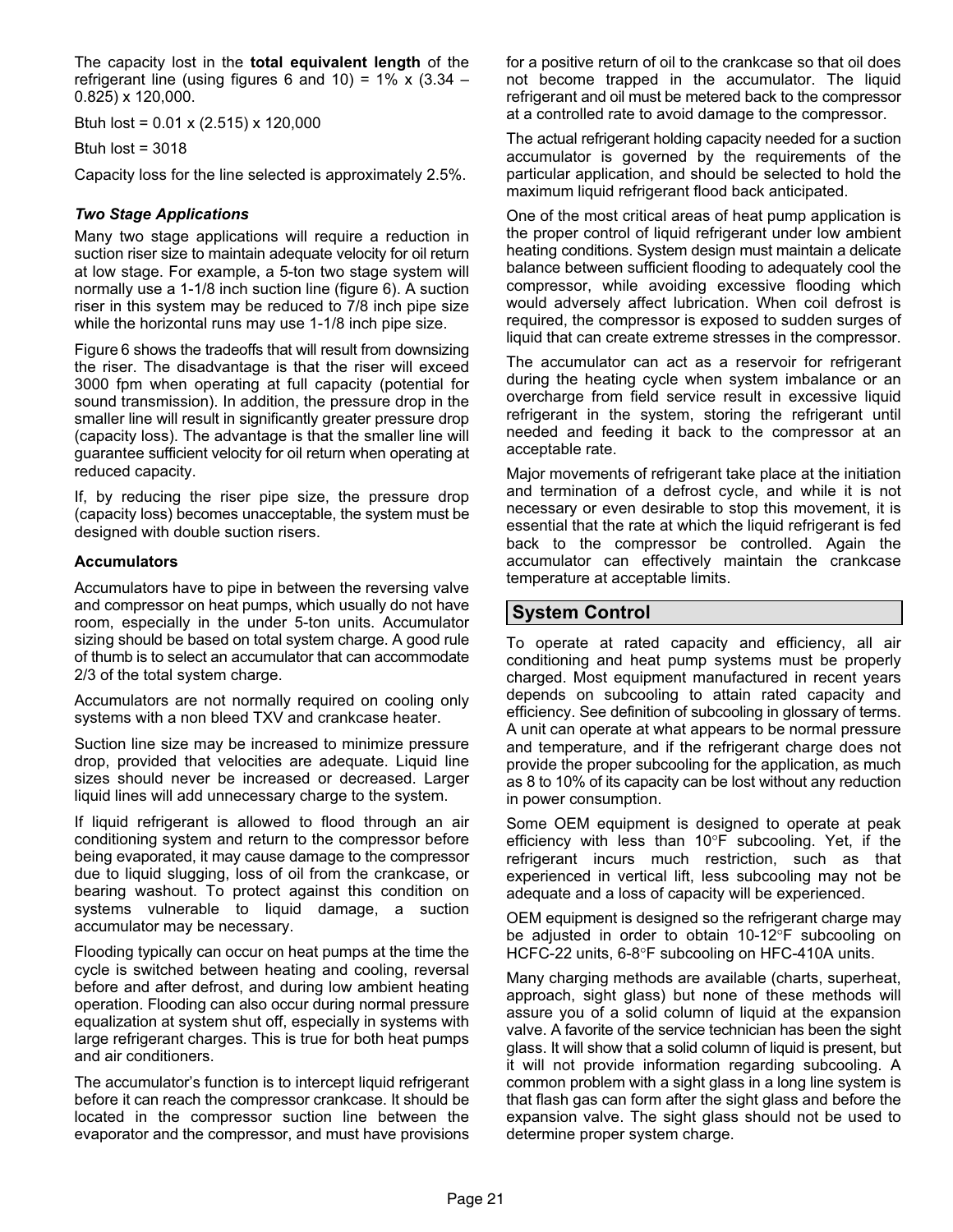The capacity lost in the **total equivalent length** of the refrigerant line (using figures 6 and 10) = 1% x (3.34 – 0.825) x 120,000.

Btuh lost = 0.01 x (2.515) x 120,000

Btuh lost = 3018

Capacity loss for the line selected is approximately 2.5%.

### *Two Stage Applications*

Many two stage applications will require a reduction in suction riser size to maintain adequate velocity for oil return at low stage. For example, a 5-ton two stage system will normally use a 1-1/8 inch suction line (figure 6). A suction riser in this system may be reduced to 7/8 inch pipe size while the horizontal runs may use 1-1/8 inch pipe size.

Figure 6 shows the tradeoffs that will result from downsizing the riser. The disadvantage is that the riser will exceed 3000 fpm when operating at full capacity (potential for sound transmission). In addition, the pressure drop in the smaller line will result in significantly greater pressure drop (capacity loss). The advantage is that the smaller line will guarantee sufficient velocity for oil return when operating at reduced capacity.

If, by reducing the riser pipe size, the pressure drop (capacity loss) becomes unacceptable, the system must be designed with double suction risers.

### Accumulators

Accumulators have to pipe in between the reversing valve and compressor on heat pumps, which usually do not have room, especially in the under 5-ton units. Accumulator sizing should be based on total system charge. A good rule of thumb is to select an accumulator that can accommodate 2/3 of the total system charge.

Accumulators are not normally required on cooling only systems with a non bleed TXV and crankcase heater.

Suction line size may be increased to minimize pressure drop, provided that velocities are adequate. Liquid line sizes should never be increased or decreased. Larger liquid lines will add unnecessary charge to the system.

If liquid refrigerant is allowed to flood through an air conditioning system and return to the compressor before being evaporated, it may cause damage to the compressor due to liquid slugging, loss of oil from the crankcase, or bearing washout. To protect against this condition on systems vulnerable to liquid damage, a suction accumulator may be necessary.

Flooding typically can occur on heat pumps at the time the cycle is switched between heating and cooling, reversal before and after defrost, and during low ambient heating operation. Flooding can also occur during normal pressure equalization at system shut off, especially in systems with large refrigerant charges. This is true for both heat pumps and air conditioners.

The accumulator's function is to intercept liquid refrigerant before it can reach the compressor crankcase. It should be located in the compressor suction line between the evaporator and the compressor, and must have provisions for a positive return of oil to the crankcase so that oil does not become trapped in the accumulator. The liquid refrigerant and oil must be metered back to the compressor at a controlled rate to avoid damage to the compressor.

The actual refrigerant holding capacity needed for a suction accumulator is governed by the requirements of the particular application, and should be selected to hold the maximum liquid refrigerant flood back anticipated.

One of the most critical areas of heat pump application is the proper control of liquid refrigerant under low ambient heating conditions. System design must maintain a delicate balance between sufficient flooding to adequately cool the compressor, while avoiding excessive flooding which would adversely affect lubrication. When coil defrost is required, the compressor is exposed to sudden surges of liquid that can create extreme stresses in the compressor.

The accumulator can act as a reservoir for refrigerant during the heating cycle when system imbalance or an overcharge from field service result in excessive liquid refrigerant in the system, storing the refrigerant until needed and feeding it back to the compressor at an acceptable rate.

Major movements of refrigerant take place at the initiation and termination of a defrost cycle, and while it is not necessary or even desirable to stop this movement, it is essential that the rate at which the liquid refrigerant is fed back to the compressor be controlled. Again the accumulator can effectively maintain the crankcase temperature at acceptable limits.

## System Control

To operate at rated capacity and efficiency, all air conditioning and heat pump systems must be properly charged. Most equipment manufactured in recent years depends on subcooling to attain rated capacity and efficiency. See definition of subcooling in glossary of terms. A unit can operate at what appears to be normal pressure and temperature, and if the refrigerant charge does not provide the proper subcooling for the application, as much as 8 to 10% of its capacity can be lost without any reduction in power consumption.

Some OEM equipment is designed to operate at peak efficiency with less than 10°F subcooling. Yet, if the refrigerant incurs much restriction, such as that experienced in vertical lift, less subcooling may not be adequate and a loss of capacity will be experienced.

OEM equipment is designed so the refrigerant charge may be adjusted in order to obtain 10-12°F subcooling on HCFC-22 units, 6-8°F subcooling on HFC-410A units.

Many charging methods are available (charts, superheat, approach, sight glass) but none of these methods will assure you of a solid column of liquid at the expansion valve. A favorite of the service technician has been the sight glass. It will show that a solid column of liquid is present, but it will not provide information regarding subcooling. A common problem with a sight glass in a long line system is that flash gas can form after the sight glass and before the expansion valve. The sight glass should not be used to determine proper system charge.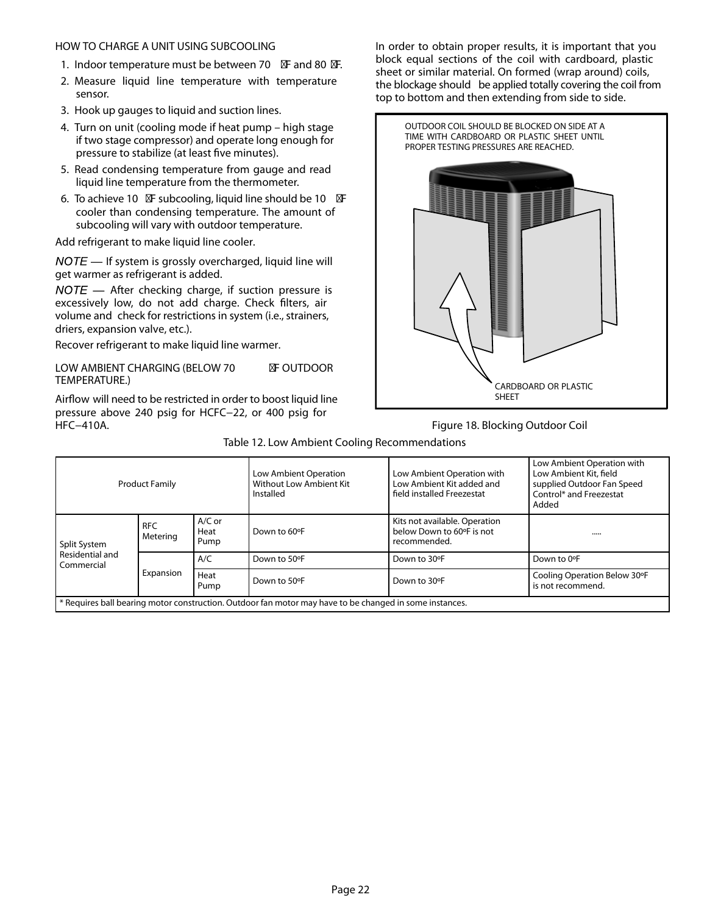HOW TO CHARGE A UNIT USING SUBCOOLING

1. Indoor temperature must be between 70°F and 80°F.
2. Measure liquid line temperature with temperature sensor.
3. Hook up gauges to liquid and suction lines.
4. Turn on unit (cooling mode if heat pump – high stage if two stage compressor) and operate long enough for pressure to stabilize (at least five minutes).
5. Read condensing temperature from gauge and read liquid line temperature from the thermometer.
6. To achieve 10°F subcooling, liquid line should be 10°F cooler than condensing temperature. The amount of subcooling will vary with outdoor temperature.

Add refrigerant to make liquid line cooler.

*NOTE* — If system is grossly overcharged, liquid line will get warmer as refrigerant is added.

*NOTE* — After checking charge, if suction pressure is excessively low, do not add charge. Check filters, air volume and check for restrictions in system (i.e., strainers, driers, expansion valve, etc.).

Recover refrigerant to make liquid line warmer.

LOW AMBIENT CHARGING (BELOW 70°F OUTDOOR TEMPERATURE.)

Airflow will need to be restricted in order to boost liquid line pressure above 240 psig for HCFC−22, or 400 psig for HFC−410A.

In order to obtain proper results, it is important that you block equal sections of the coil with cardboard, plastic sheet or similar material. On formed (wrap around) coils, the blockage should be applied totally covering the coil from top to bottom and then extending from side to side.

OUTDOOR COIL SHOULD BE BLOCKED ON SIDE AT A TIME WITH CARDBOARD OR PLASTIC SHEET UNTIL PROPER TESTING PRESSURES ARE REACHED.

CARDBOARD OR PLASTIC SHEET

Figure 18. Blocking Outdoor Coil

Table 12. Low Ambient Cooling Recommendations

| Product Family | | | Low Ambient Operation Without Low Ambient Kit Installed | Low Ambient Operation with Low Ambient Kit added and field installed Freezestat | Low Ambient Operation with Low Ambient Kit, field supplied Outdoor Fan Speed Control* and Freezestat Added |
|---|---|---|---|---|---|
| Split System Residential and Commercial | RFC Metering | A/C or Heat Pump | Down to 60ºF | Kits not available. Operation below Down to 60ºF is not recommended. | ..... |
| | Expansion | A/C | Down to 50ºF | Down to 30ºF | Down to 0ºF |
| | | Heat Pump | Down to 50ºF | Down to 30ºF | Cooling Operation Below 30ºF is not recommend. |

\* Requires ball bearing motor construction. Outdoor fan motor may have to be changed in some instances.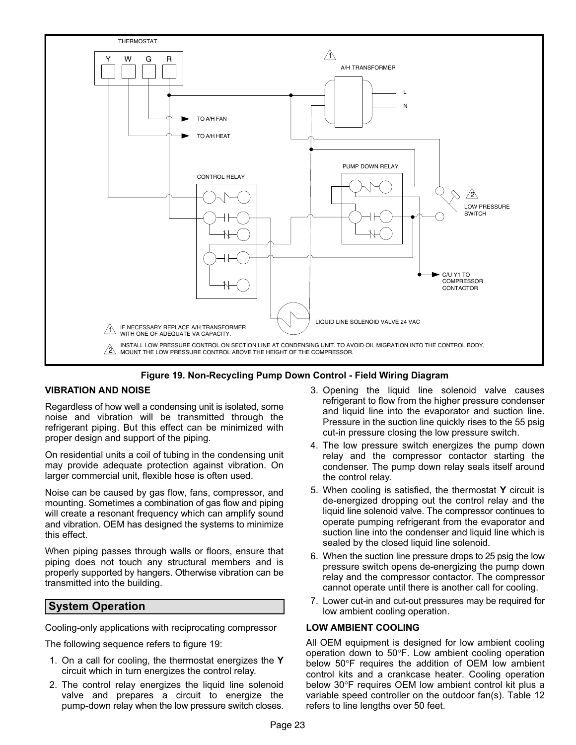THERMOSTAT

Y W G R

TO A/H FAN

TO A/H HEAT

A/H TRANSFORMER

L

N

PUMP DOWN RELAY

CONTROL RELAY

LOW PRESSURE SWITCH

C/U Y1 TO COMPRESSOR CONTACTOR

LIQUID LINE SOLENOID VALVE 24 VAC

1 IF NECESSARY REPLACE A/H TRANSFORMER WITH ONE OF ADEQUATE VA CAPACITY.

2 INSTALL LOW PRESSURE CONTROL ON SECTION LINE AT CONDENSING UNIT. TO AVOID OIL MIGRATION INTO THE CONTROL BODY, MOUNT THE LOW PRESSURE CONTROL ABOVE THE HEIGHT OF THE COMPRESSOR.

**Figure 19. Non-Recycling Pump Down Control - Field Wiring Diagram**

### VIBRATION AND NOISE

Regardless of how well a condensing unit is isolated, some noise and vibration will be transmitted through the refrigerant piping. But this effect can be minimized with proper design and support of the piping.

On residential units a coil of tubing in the condensing unit may provide adequate protection against vibration. On larger commercial unit, flexible hose is often used.

Noise can be caused by gas flow, fans, compressor, and mounting. Sometimes a combination of gas flow and piping will create a resonant frequency which can amplify sound and vibration. OEM has designed the systems to minimize this effect.

When piping passes through walls or floors, ensure that piping does not touch any structural members and is properly supported by hangers. Otherwise vibration can be transmitted into the building.

## System Operation

Cooling-only applications with reciprocating compressor

The following sequence refers to figure 19:

1. On a call for cooling, the thermostat energizes the **Y** circuit which in turn energizes the control relay.
2. The control relay energizes the liquid line solenoid valve and prepares a circuit to energize the pump-down relay when the low pressure switch closes.
3. Opening the liquid line solenoid valve causes refrigerant to flow from the higher pressure condenser and liquid line into the evaporator and suction line. Pressure in the suction line quickly rises to the 55 psig cut-in pressure closing the low pressure switch.
4. The low pressure switch energizes the pump down relay and the compressor contactor starting the condenser. The pump down relay seals itself around the control relay.
5. When cooling is satisfied, the thermostat **Y** circuit is de-energized dropping out the control relay and the liquid line solenoid valve. The compressor continues to operate pumping refrigerant from the evaporator and suction line into the condenser and liquid line which is sealed by the closed liquid line solenoid.
6. When the suction line pressure drops to 25 psig the low pressure switch opens de-energizing the pump down relay and the compressor contactor. The compressor cannot operate until there is another call for cooling.
7. Lower cut-in and cut-out pressures may be required for low ambient cooling operation.

### LOW AMBIENT COOLING

All OEM equipment is designed for low ambient cooling operation down to 50°F. Low ambient cooling operation below 50°F requires the addition of OEM low ambient control kits and a crankcase heater. Cooling operation below 30°F requires OEM low ambient control kit plus a variable speed controller on the outdoor fan(s). Table 12 refers to line lengths over 50 feet.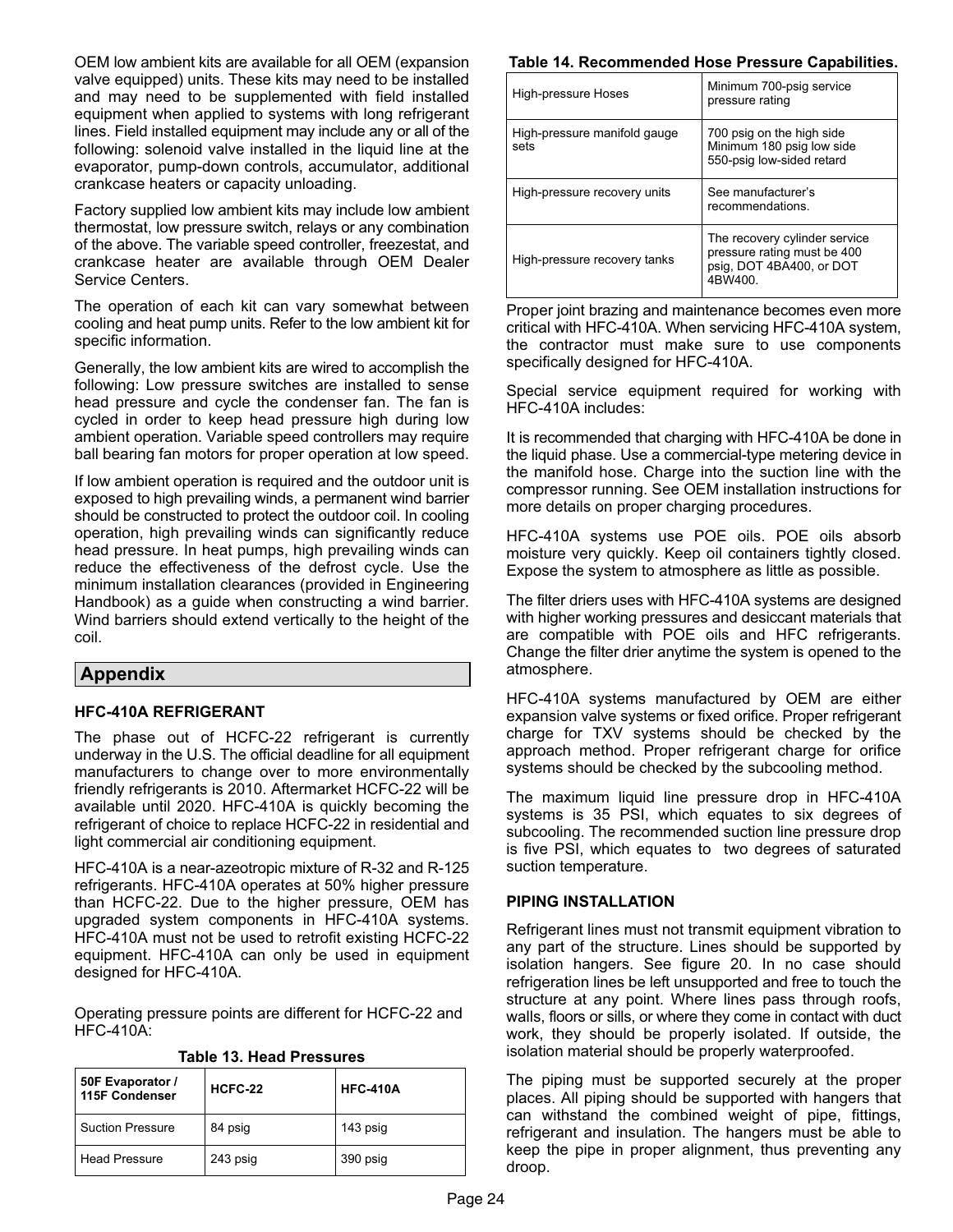OEM low ambient kits are available for all OEM (expansion valve equipped) units. These kits may need to be installed and may need to be supplemented with field installed equipment when applied to systems with long refrigerant lines. Field installed equipment may include any or all of the following: solenoid valve installed in the liquid line at the evaporator, pump-down controls, accumulator, additional crankcase heaters or capacity unloading.

Factory supplied low ambient kits may include low ambient thermostat, low pressure switch, relays or any combination of the above. The variable speed controller, freezestat, and crankcase heater are available through OEM Dealer Service Centers.

The operation of each kit can vary somewhat between cooling and heat pump units. Refer to the low ambient kit for specific information.

Generally, the low ambient kits are wired to accomplish the following: Low pressure switches are installed to sense head pressure and cycle the condenser fan. The fan is cycled in order to keep head pressure high during low ambient operation. Variable speed controllers may require ball bearing fan motors for proper operation at low speed.

If low ambient operation is required and the outdoor unit is exposed to high prevailing winds, a permanent wind barrier should be constructed to protect the outdoor coil. In cooling operation, high prevailing winds can significantly reduce head pressure. In heat pumps, high prevailing winds can reduce the effectiveness of the defrost cycle. Use the minimum installation clearances (provided in Engineering Handbook) as a guide when constructing a wind barrier. Wind barriers should extend vertically to the height of the coil.

## Appendix

### HFC-410A REFRIGERANT

The phase out of HCFC-22 refrigerant is currently underway in the U.S. The official deadline for all equipment manufacturers to change over to more environmentally friendly refrigerants is 2010. Aftermarket HCFC-22 will be available until 2020. HFC-410A is quickly becoming the refrigerant of choice to replace HCFC-22 in residential and light commercial air conditioning equipment.

HFC-410A is a near-azeotropic mixture of R-32 and R-125 refrigerants. HFC-410A operates at 50% higher pressure than HCFC-22. Due to the higher pressure, OEM has upgraded system components in HFC-410A systems. HFC-410A must not be used to retrofit existing HCFC-22 equipment. HFC-410A can only be used in equipment designed for HFC-410A.

Operating pressure points are different for HCFC-22 and HFC-410A:

**Table 13. Head Pressures**

| 50F Evaporator / 115F Condenser | HCFC-22 | HFC-410A |
|---|---|---|
| Suction Pressure | 84 psig | 143 psig |
| Head Pressure | 243 psig | 390 psig |

**Table 14. Recommended Hose Pressure Capabilities.**

| High-pressure Hoses | Minimum 700-psig service pressure rating |
|---|---|
| High-pressure manifold gauge sets | 700 psig on the high side Minimum 180 psig low side 550-psig low-sided retard |
| High-pressure recovery units | See manufacturer's recommendations. |
| High-pressure recovery tanks | The recovery cylinder service pressure rating must be 400 psig, DOT 4BA400, or DOT 4BW400. |

Proper joint brazing and maintenance becomes even more critical with HFC-410A. When servicing HFC-410A system, the contractor must make sure to use components specifically designed for HFC-410A.

Special service equipment required for working with HFC-410A includes:

It is recommended that charging with HFC-410A be done in the liquid phase. Use a commercial-type metering device in the manifold hose. Charge into the suction line with the compressor running. See OEM installation instructions for more details on proper charging procedures.

HFC-410A systems use POE oils. POE oils absorb moisture very quickly. Keep oil containers tightly closed. Expose the system to atmosphere as little as possible.

The filter driers uses with HFC-410A systems are designed with higher working pressures and desiccant materials that are compatible with POE oils and HFC refrigerants. Change the filter drier anytime the system is opened to the atmosphere.

HFC-410A systems manufactured by OEM are either expansion valve systems or fixed orifice. Proper refrigerant charge for TXV systems should be checked by the approach method. Proper refrigerant charge for orifice systems should be checked by the subcooling method.

The maximum liquid line pressure drop in HFC-410A systems is 35 PSI, which equates to six degrees of subcooling. The recommended suction line pressure drop is five PSI, which equates to two degrees of saturated suction temperature.

### PIPING INSTALLATION

Refrigerant lines must not transmit equipment vibration to any part of the structure. Lines should be supported by isolation hangers. See figure 20. In no case should refrigeration lines be left unsupported and free to touch the structure at any point. Where lines pass through roofs, walls, floors or sills, or where they come in contact with duct work, they should be properly isolated. If outside, the isolation material should be properly waterproofed.

The piping must be supported securely at the proper places. All piping should be supported with hangers that can withstand the combined weight of pipe, fittings, refrigerant and insulation. The hangers must be able to keep the pipe in proper alignment, thus preventing any droop.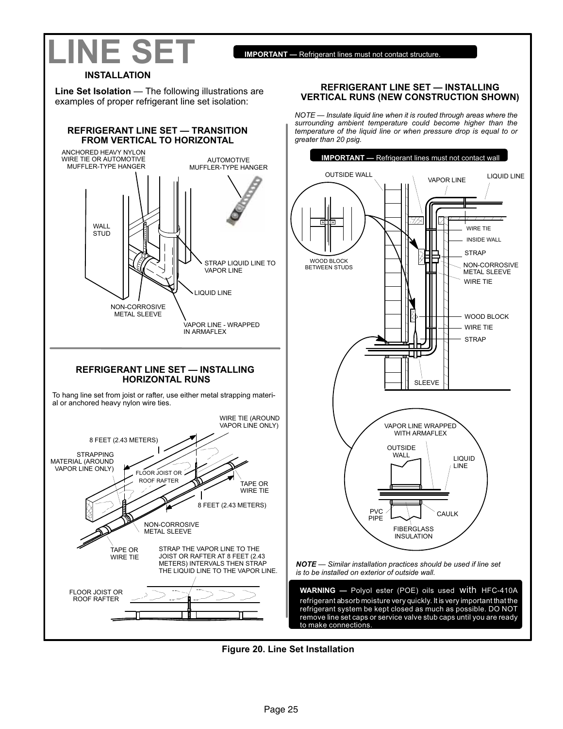# LINE SET

**IMPORTANT —** Refrigerant lines must not contact structure.

## INSTALLATION

**Line Set Isolation** — The following illustrations are examples of proper refrigerant line set isolation:

### REFRIGERANT LINE SET — TRANSITION FROM VERTICAL TO HORIZONTAL

ANCHORED HEAVY NYLON WIRE TIE OR AUTOMOTIVE MUFFLER-TYPE HANGER

AUTOMOTIVE MUFFLER-TYPE HANGER

WALL STUD

STRAP LIQUID LINE TO VAPOR LINE

LIQUID LINE

NON-CORROSIVE METAL SLEEVE

VAPOR LINE - WRAPPED IN ARMAFLEX

### REFRIGERANT LINE SET — INSTALLING HORIZONTAL RUNS

To hang line set from joist or rafter, use either metal strapping material or anchored heavy nylon wire ties.

WIRE TIE (AROUND VAPOR LINE ONLY)

8 FEET (2.43 METERS)

STRAPPING MATERIAL (AROUND VAPOR LINE ONLY)

FLOOR JOIST OR ROOF RAFTER

TAPE OR WIRE TIE

8 FEET (2.43 METERS)

NON-CORROSIVE METAL SLEEVE

TAPE OR WIRE TIE

STRAP THE VAPOR LINE TO THE JOIST OR RAFTER AT 8 FEET (2.43 METERS) INTERVALS THEN STRAP THE LIQUID LINE TO THE VAPOR LINE.

FLOOR JOIST OR ROOF RAFTER

### REFRIGERANT LINE SET — INSTALLING VERTICAL RUNS (NEW CONSTRUCTION SHOWN)

*NOTE — Insulate liquid line when it is routed through areas where the surrounding ambient temperature could become higher than the temperature of the liquid line or when pressure drop is equal to or greater than 20 psig.*

**IMPORTANT —** Refrigerant lines must not contact wall

OUTSIDE WALL

VAPOR LINE

LIQUID LINE

WIRE TIE

INSIDE WALL

STRAP

WOOD BLOCK BETWEEN STUDS

NON-CORROSIVE METAL SLEEVE

WIRE TIE

WOOD BLOCK

WIRE TIE

STRAP

SLEEVE

VAPOR LINE WRAPPED WITH ARMAFLEX

OUTSIDE WALL

LIQUID LINE

PVC PIPE

CAULK

FIBERGLASS INSULATION

***NOTE** — Similar installation practices should be used if line set is to be installed on exterior of outside wall.*

**WARNING —** Polyol ester (POE) oils used with HFC-410A refrigerant absorb moisture very quickly. It is very important that the refrigerant system be kept closed as much as possible. DO NOT remove line set caps or service valve stub caps until you are ready to make connections.

**Figure 20. Line Set Installation**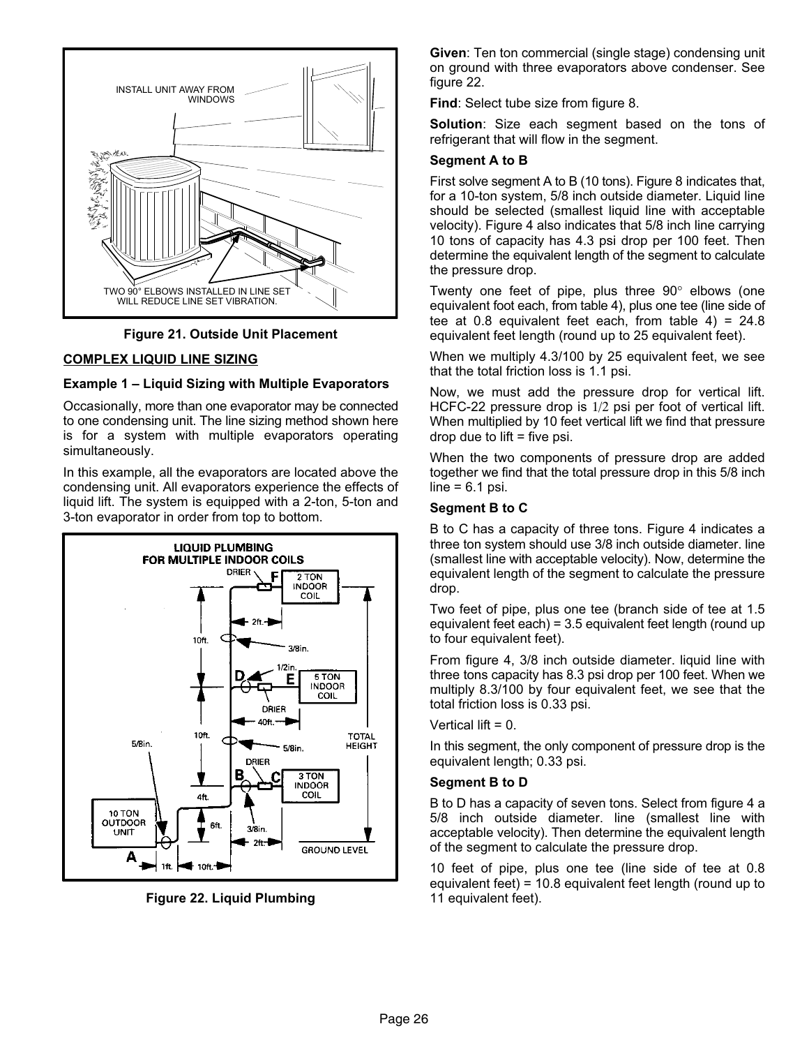Figure 21. Outside Unit Placement

## COMPLEX LIQUID LINE SIZING

### Example 1 – Liquid Sizing with Multiple Evaporators

Occasionally, more than one evaporator may be connected to one condensing unit. The line sizing method shown here is for a system with multiple evaporators operating simultaneously.

In this example, all the evaporators are located above the condensing unit. All evaporators experience the effects of liquid lift. The system is equipped with a 2-ton, 5-ton and 3-ton evaporator in order from top to bottom.

Figure 22. Liquid Plumbing

**Given**: Ten ton commercial (single stage) condensing unit on ground with three evaporators above condenser. See figure 22.

**Find**: Select tube size from figure 8.

**Solution**: Size each segment based on the tons of refrigerant that will flow in the segment.

**Segment A to B**

First solve segment A to B (10 tons). Figure 8 indicates that, for a 10-ton system, 5/8 inch outside diameter. Liquid line should be selected (smallest liquid line with acceptable velocity). Figure 4 also indicates that 5/8 inch line carrying 10 tons of capacity has 4.3 psi drop per 100 feet. Then determine the equivalent length of the segment to calculate the pressure drop.

Twenty one feet of pipe, plus three 90° elbows (one equivalent foot each, from table 4), plus one tee (line side of tee at 0.8 equivalent feet each, from table 4) = 24.8 equivalent feet length (round up to 25 equivalent feet).

When we multiply 4.3/100 by 25 equivalent feet, we see that the total friction loss is 1.1 psi.

Now, we must add the pressure drop for vertical lift. HCFC-22 pressure drop is 1/2 psi per foot of vertical lift. When multiplied by 10 feet vertical lift we find that pressure drop due to lift = five psi.

When the two components of pressure drop are added together we find that the total pressure drop in this 5/8 inch line = 6.1 psi.

**Segment B to C**

B to C has a capacity of three tons. Figure 4 indicates a three ton system should use 3/8 inch outside diameter. line (smallest line with acceptable velocity). Now, determine the equivalent length of the segment to calculate the pressure drop.

Two feet of pipe, plus one tee (branch side of tee at 1.5 equivalent feet each) = 3.5 equivalent feet length (round up to four equivalent feet).

From figure 4, 3/8 inch outside diameter. liquid line with three tons capacity has 8.3 psi drop per 100 feet. When we multiply 8.3/100 by four equivalent feet, we see that the total friction loss is 0.33 psi.

Vertical lift = 0.

In this segment, the only component of pressure drop is the equivalent length; 0.33 psi.

**Segment B to D**

B to D has a capacity of seven tons. Select from figure 4 a 5/8 inch outside diameter. line (smallest line with acceptable velocity). Then determine the equivalent length of the segment to calculate the pressure drop.

10 feet of pipe, plus one tee (line side of tee at 0.8 equivalent feet) = 10.8 equivalent feet length (round up to 11 equivalent feet).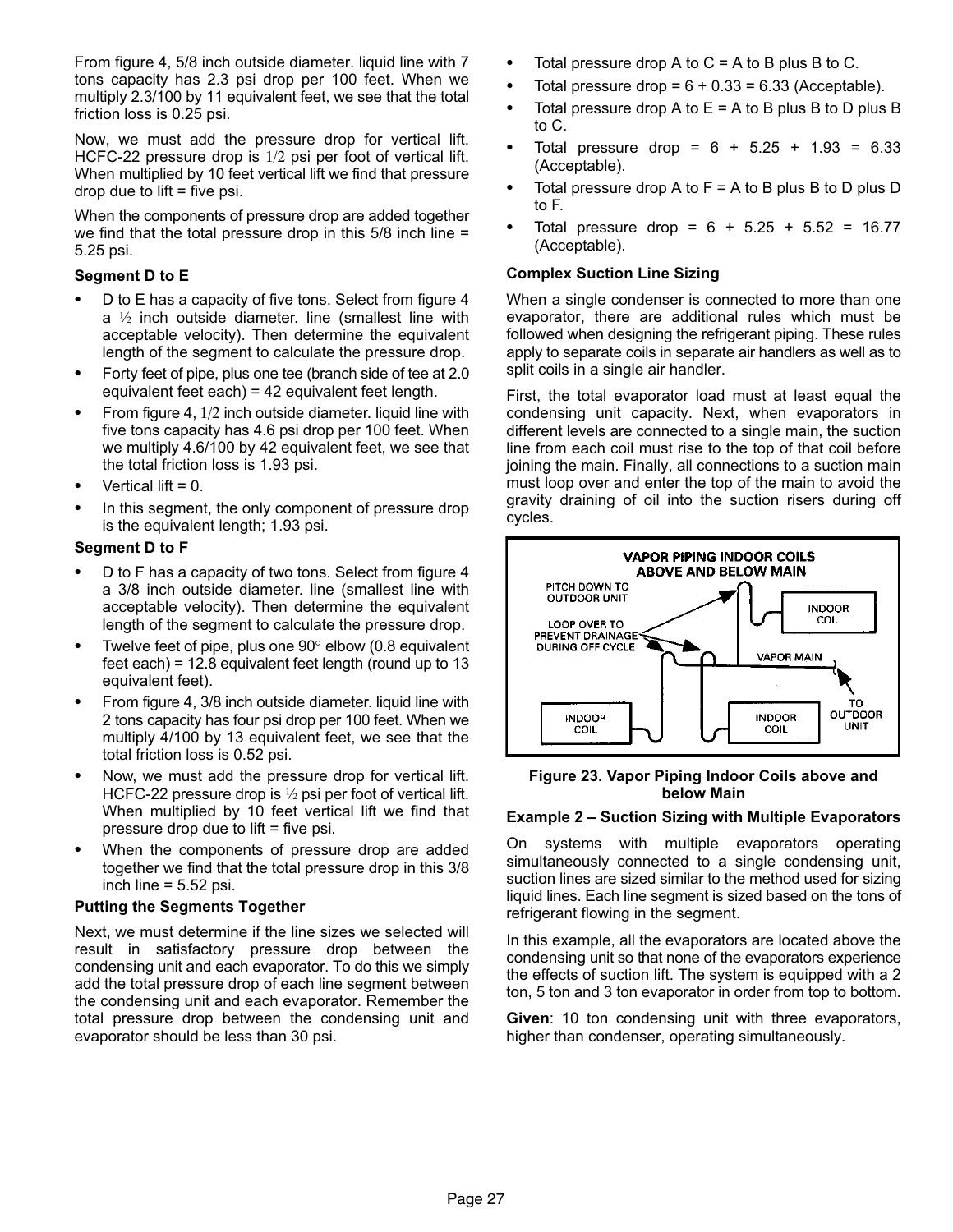From figure 4, 5/8 inch outside diameter. liquid line with 7 tons capacity has 2.3 psi drop per 100 feet. When we multiply 2.3/100 by 11 equivalent feet, we see that the total friction loss is 0.25 psi.

Now, we must add the pressure drop for vertical lift. HCFC-22 pressure drop is 1/2 psi per foot of vertical lift. When multiplied by 10 feet vertical lift we find that pressure drop due to lift = five psi.

When the components of pressure drop are added together we find that the total pressure drop in this 5/8 inch line = 5.25 psi.

**Segment D to E**

- D to E has a capacity of five tons. Select from figure 4 a ½ inch outside diameter. line (smallest line with acceptable velocity). Then determine the equivalent length of the pipe segment to calculate the pressure drop.
- Forty feet of pipe, plus one tee (branch side of tee at 2.0 equivalent feet each) = 42 equivalent feet length.
- From figure 4, 1/2 inch outside diameter. liquid line with five tons capacity has 4.6 psi drop per 100 feet. When we multiply 4.6/100 by 42 equivalent feet, we see that the total friction loss is 1.93 psi.
- Vertical lift = 0.
- In this segment, the only component of pressure drop is the equivalent length; 1.93 psi.

**Segment D to F**

- D to F has a capacity of two tons. Select from figure 4 a 3/8 inch outside diameter. line (smallest line with acceptable velocity). Then determine the equivalent length of the segment to calculate the pressure drop.
- Twelve feet of pipe, plus one 90° elbow (0.8 equivalent feet each) = 12.8 equivalent feet length (round up to 13 equivalent feet).
- From figure 4, 3/8 inch outside diameter. liquid line with 2 tons capacity has four psi drop per 100 feet. When we multiply 4/100 by 13 equivalent feet, we see that the total friction loss is 0.52 psi.
- Now, we must add the pressure drop for vertical lift. HCFC-22 pressure drop is ½ psi per foot of vertical lift. When multiplied by 10 feet vertical lift we find that pressure drop due to lift = five psi.
- When the components of pressure drop are added together we find that the total pressure drop in this 3/8 inch line = 5.52 psi.

**Putting the Segments Together**

Next, we must determine if the line sizes we selected will result in satisfactory pressure drop between the condensing unit and each evaporator. To do this we simply add the total pressure drop of each line segment between the condensing unit and each evaporator. Remember the total pressure drop between the condensing unit and evaporator should be less than 30 psi.

- Total pressure drop A to C = A to B plus B to C.
- Total pressure drop = 6 + 0.33 = 6.33 (Acceptable).
- Total pressure drop A to E = A to B plus B to D plus B to C.
- Total pressure drop = 6 + 5.25 + 1.93 = 6.33 (Acceptable).
- Total pressure drop A to F = A to B plus B to D plus D to F.
- Total pressure drop = 6 + 5.25 + 5.52 = 16.77 (Acceptable).

**Complex Suction Line Sizing**

When a single condenser is connected to more than one evaporator, there are additional rules which must be followed when designing the refrigerant piping. These rules apply to separate coils in separate air handlers as well as to split coils in a single air handler.

First, the total evaporator load must at least equal the condensing unit capacity. Next, when evaporators in different levels are connected to a single main, the suction line from each coil must rise to the top of that coil before joining the main. Finally, all connections to a suction main must loop over and enter the top of the main to avoid the gravity draining of oil into the suction risers during off cycles.

VAPOR PIPING INDOOR COILS ABOVE AND BELOW MAIN

PITCH DOWN TO OUTDOOR UNIT

LOOP OVER TO PREVENT DRAINAGE DURING OFF CYCLE

INDOOR COIL

VAPOR MAIN

TO OUTDOOR UNIT

INDOOR COIL

INDOOR COIL

**Figure 23. Vapor Piping Indoor Coils above and below Main**

**Example 2 – Suction Sizing with Multiple Evaporators**

On systems with multiple evaporators operating simultaneously connected to a single condensing unit, suction lines are sized similar to the method used for sizing liquid lines. Each line segment is sized based on the tons of refrigerant flowing in the segment.

In this example, all the evaporators are located above the condensing unit so that none of the evaporators experience the effects of suction lift. The system is equipped with a 2 ton, 5 ton and 3 ton evaporator in order from top to bottom.

**Given**: 10 ton condensing unit with three evaporators, higher than condenser, operating simultaneously.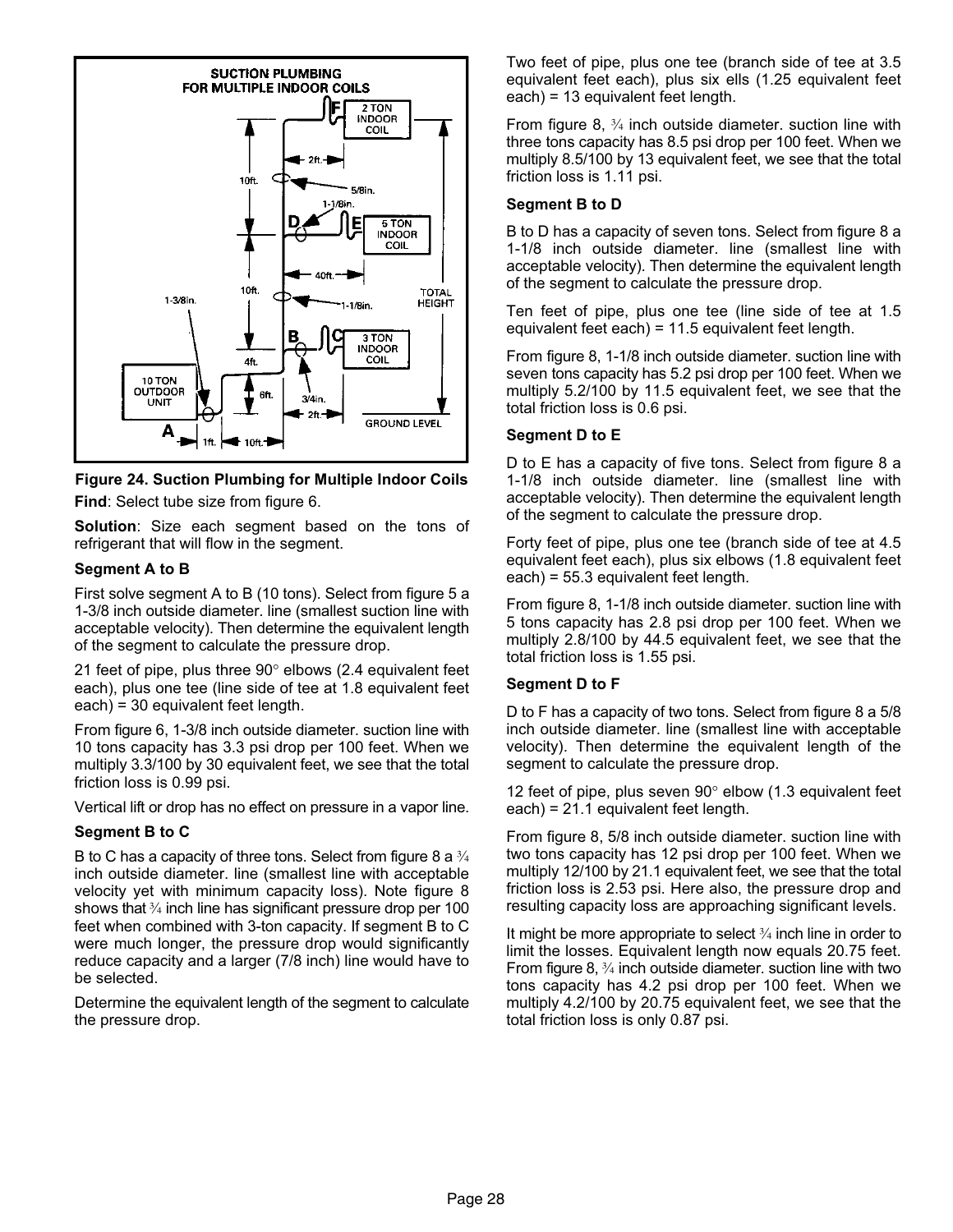Figure 24. Suction Plumbing for Multiple Indoor Coils

**Find**: Select tube size from figure 6.

**Solution**: Size each segment based on the tons of refrigerant that will flow in the segment.

**Segment A to B**

First solve segment A to B (10 tons). Select from figure 5 a 1-3/8 inch outside diameter. line (smallest suction line with acceptable velocity). Then determine the equivalent length of the segment to calculate the pressure drop.

21 feet of pipe, plus three 90° elbows (2.4 equivalent feet each), plus one tee (line side of tee at 1.8 equivalent feet each) = 30 equivalent feet length.

From figure 6, 1-3/8 inch outside diameter. suction line with 10 tons capacity has 3.3 psi drop per 100 feet. When we multiply 3.3/100 by 30 equivalent feet, we see that the total friction loss is 0.99 psi.

Vertical lift or drop has no effect on pressure in a vapor line.

**Segment B to C**

B to C has a capacity of three tons. Select from figure 8 a ¾ inch outside diameter. line (smallest line with acceptable velocity yet with minimum capacity loss). Note figure 8 shows that ¾ inch line has significant pressure drop per 100 feet when combined with 3-ton capacity. If segment B to C were much longer, the pressure drop would significantly reduce capacity and a larger (7/8 inch) line would have to be selected.

Determine the equivalent length of the segment to calculate the pressure drop.

Two feet of pipe, plus one tee (branch side of tee at 3.5 equivalent feet each), plus six ells (1.25 equivalent feet each) = 13 equivalent feet length.

From figure 8, ¾ inch outside diameter. suction line with three tons capacity has 8.5 psi drop per 100 feet. When we multiply 8.5/100 by 13 equivalent feet, we see that the total friction loss is 1.11 psi.

**Segment B to D**

B to D has a capacity of seven tons. Select from figure 8 a 1-1/8 inch outside diameter. line (smallest line with acceptable velocity). Then determine the equivalent length of the segment to calculate the pressure drop.

Ten feet of pipe, plus one tee (line side of tee at 1.5 equivalent feet each) = 11.5 equivalent feet length.

From figure 8, 1-1/8 inch outside diameter. suction line with seven tons capacity has 5.2 psi drop per 100 feet. When we multiply 5.2/100 by 11.5 equivalent feet, we see that the total friction loss is 0.6 psi.

**Segment D to E**

D to E has a capacity of five tons. Select from figure 8 a 1-1/8 inch outside diameter. line (smallest line with acceptable velocity). Then determine the equivalent length of the segment to calculate the pressure drop.

Forty feet of pipe, plus one tee (branch side of tee at 4.5 equivalent feet each), plus six elbows (1.8 equivalent feet each) = 55.3 equivalent feet length.

From figure 8, 1-1/8 inch outside diameter. suction line with 5 tons capacity has 2.8 psi drop per 100 feet. When we multiply 2.8/100 by 44.5 equivalent feet, we see that the total friction loss is 1.55 psi.

**Segment D to F**

D to F has a capacity of two tons. Select from figure 8 a 5/8 inch outside diameter. line (smallest line with acceptable velocity). Then determine the equivalent length of the segment to calculate the pressure drop.

12 feet of pipe, plus seven 90° elbow (1.3 equivalent feet each) = 21.1 equivalent feet length.

From figure 8, 5/8 inch outside diameter. suction line with two tons capacity has 12 psi drop per 100 feet. When we multiply 12/100 by 21.1 equivalent feet, we see that the total friction loss is 2.53 psi. Here also, the pressure drop and resulting capacity loss are approaching significant levels.

It might be more appropriate to select ¾ inch line in order to limit the losses. Equivalent length now equals 20.75 feet. From figure 8, ¾ inch outside diameter. suction line with two tons capacity has 4.2 psi drop per 100 feet. When we multiply 4.2/100 by 20.75 equivalent feet, we see that the total friction loss is only 0.87 psi.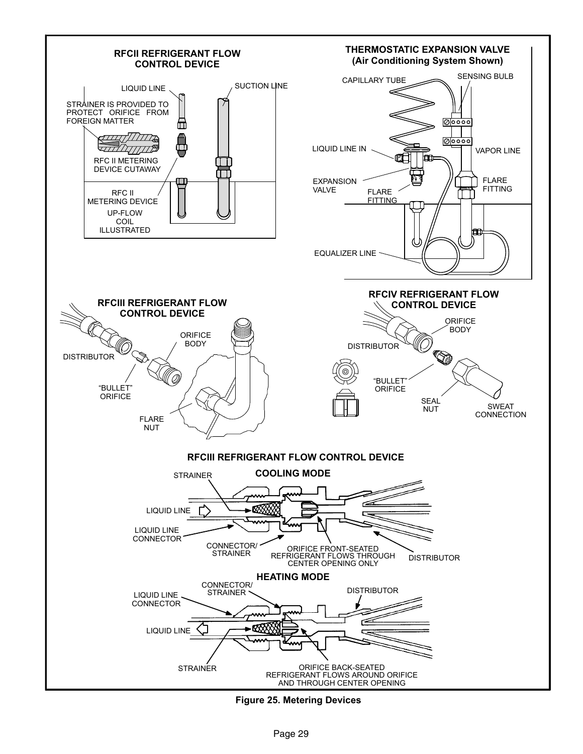## RFCII REFRIGERANT FLOW CONTROL DEVICE

LIQUID LINE

SUCTION LINE

STRAINER IS PROVIDED TO PROTECT ORIFICE FROM FOREIGN MATTER

RFC II METERING DEVICE CUTAWAY

RFC II METERING DEVICE

UP-FLOW COIL ILLUSTRATED

## THERMOSTATIC EXPANSION VALVE (Air Conditioning System Shown)

CAPILLARY TUBE

SENSING BULB

LIQUID LINE IN

VAPOR LINE

EXPANSION VALVE

FLARE FITTING

FLARE FITTING

EQUALIZER LINE

## RFCIII REFRIGERANT FLOW CONTROL DEVICE

DISTRIBUTOR

ORIFICE BODY

“BULLET” ORIFICE

FLARE NUT

## RFCIV REFRIGERANT FLOW CONTROL DEVICE

ORIFICE BODY

DISTRIBUTOR

“BULLET” ORIFICE

SEAL NUT

SWEAT CONNECTION

## RFCIII REFRIGERANT FLOW CONTROL DEVICE

### COOLING MODE

STRAINER

LIQUID LINE

LIQUID LINE CONNECTOR

CONNECTOR/ STRAINER

ORIFICE FRONT-SEATED REFRIGERANT FLOWS THROUGH CENTER OPENING ONLY

DISTRIBUTOR

### HEATING MODE

CONNECTOR/ STRAINER

LIQUID LINE CONNECTOR

DISTRIBUTOR

LIQUID LINE

STRAINER

ORIFICE BACK-SEATED REFRIGERANT FLOWS AROUND ORIFICE AND THROUGH CENTER OPENING

**Figure 25. Metering Devices**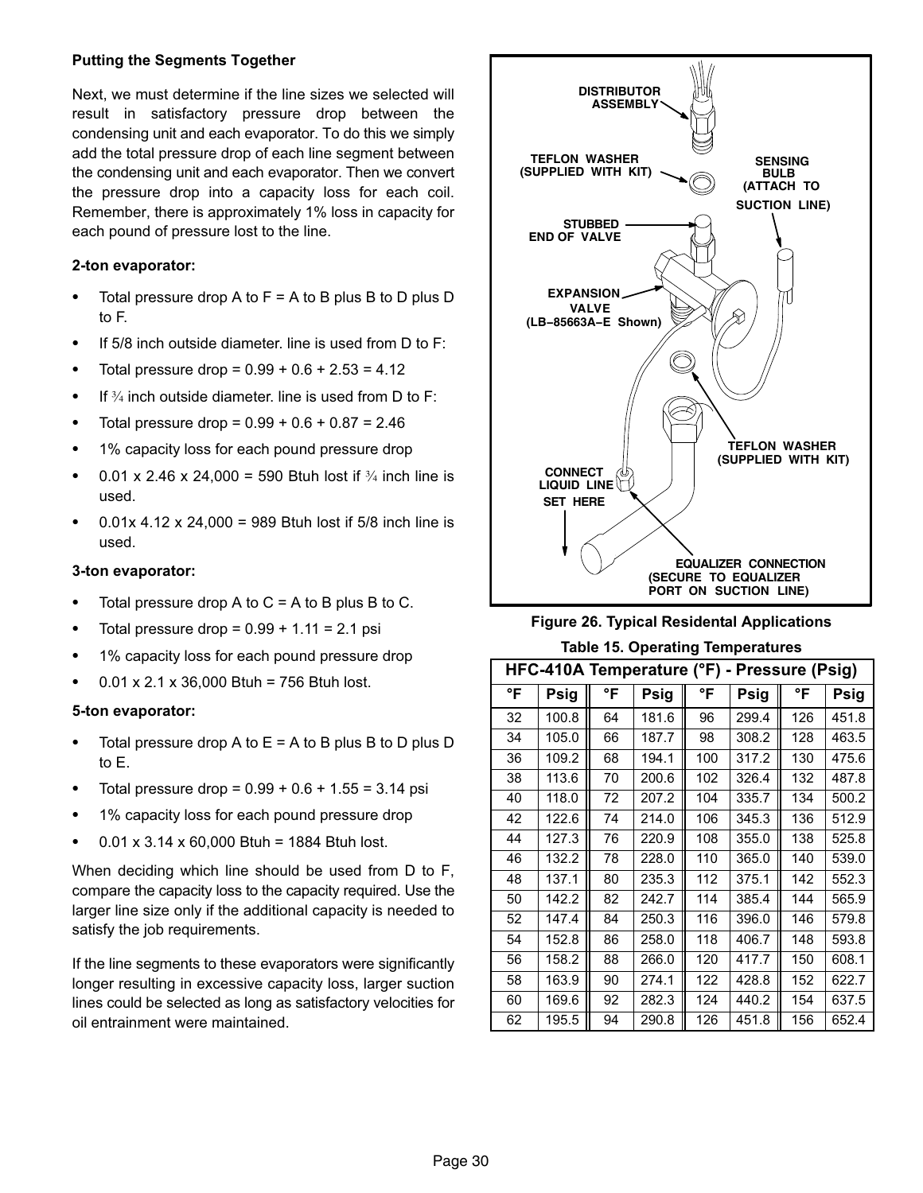### Putting the Segments Together

Next, we must determine if the line sizes we selected will result in satisfactory pressure drop between the condensing unit and each evaporator. To do this we simply add the total pressure drop of each line segment between the condensing unit and each evaporator. Then we convert the pressure drop into a capacity loss for each coil. Remember, there is approximately 1% loss in capacity for each pound of pressure lost to the line.

**2-ton evaporator:**

- Total pressure drop A to F = A to B plus B to D plus D to F.
- If 5/8 inch outside diameter. line is used from D to F:
- Total pressure drop = 0.99 + 0.6 + 2.53 = 4.12
- If ¾ inch outside diameter. line is used from D to F:
- Total pressure drop = 0.99 + 0.6 + 0.87 = 2.46
- 1% capacity loss for each pound pressure drop
- 0.01 x 2.46 x 24,000 = 590 Btuh lost if ¾ inch line is used.
- 0.01x 4.12 x 24,000 = 989 Btuh lost if 5/8 inch line is used.

**3-ton evaporator:**

- Total pressure drop A to C = A to B plus B to C.
- Total pressure drop = 0.99 + 1.11 = 2.1 psi
- 1% capacity loss for each pound pressure drop
- 0.01 x 2.1 x 36,000 Btuh = 756 Btuh lost.

**5-ton evaporator:**

- Total pressure drop A to E = A to B plus B to D plus D to E.
- Total pressure drop = 0.99 + 0.6 + 1.55 = 3.14 psi
- 1% capacity loss for each pound pressure drop
- 0.01 x 3.14 x 60,000 Btuh = 1884 Btuh lost.

When deciding which line should be used from D to F, compare the capacity loss to the capacity required. Use the larger line size only if the additional capacity is needed to satisfy the job requirements.

If the line segments to these evaporators were significantly longer resulting in excessive capacity loss, larger suction lines could be selected as long as satisfactory velocities for oil entrainment were maintained.

DISTRIBUTOR ASSEMBLY

TEFLON WASHER (SUPPLIED WITH KIT)

SENSING BULB (ATTACH TO SUCTION LINE)

STUBBED END OF VALVE

EXPANSION VALVE (LB−85663A−E Shown)

TEFLON WASHER (SUPPLIED WITH KIT)

CONNECT LIQUID LINE SET HERE

EQUALIZER CONNECTION (SECURE TO EQUALIZER PORT ON SUCTION LINE)

**Figure 26. Typical Residental Applications**

**Table 15. Operating Temperatures**

| HFC-410A Temperature (°F) - Pressure (Psig) | | | | | | | |
|---|---|---|---|---|---|---|---|
| °F | Psig | °F | Psig | °F | Psig | °F | Psig |
| 32 | 100.8 | 64 | 181.6 | 96 | 299.4 | 126 | 451.8 |
| 34 | 105.0 | 66 | 187.7 | 98 | 308.2 | 128 | 463.5 |
| 36 | 109.2 | 68 | 194.1 | 100 | 317.2 | 130 | 475.6 |
| 38 | 113.6 | 70 | 200.6 | 102 | 326.4 | 132 | 487.8 |
| 40 | 118.0 | 72 | 207.2 | 104 | 335.7 | 134 | 500.2 |
| 42 | 122.6 | 74 | 214.0 | 106 | 345.3 | 136 | 512.9 |
| 44 | 127.3 | 76 | 220.9 | 108 | 355.0 | 138 | 525.8 |
| 46 | 132.2 | 78 | 228.0 | 110 | 365.0 | 140 | 539.0 |
| 48 | 137.1 | 80 | 235.3 | 112 | 375.1 | 142 | 552.3 |
| 50 | 142.2 | 82 | 242.7 | 114 | 385.4 | 144 | 565.9 |
| 52 | 147.4 | 84 | 250.3 | 116 | 396.0 | 146 | 579.8 |
| 54 | 152.8 | 86 | 258.0 | 118 | 406.7 | 148 | 593.8 |
| 56 | 158.2 | 88 | 266.0 | 120 | 417.7 | 150 | 608.1 |
| 58 | 163.9 | 90 | 274.1 | 122 | 428.8 | 152 | 622.7 |
| 60 | 169.6 | 92 | 282.3 | 124 | 440.2 | 154 | 637.5 |
| 62 | 195.5 | 94 | 290.8 | 126 | 451.8 | 156 | 652.4 |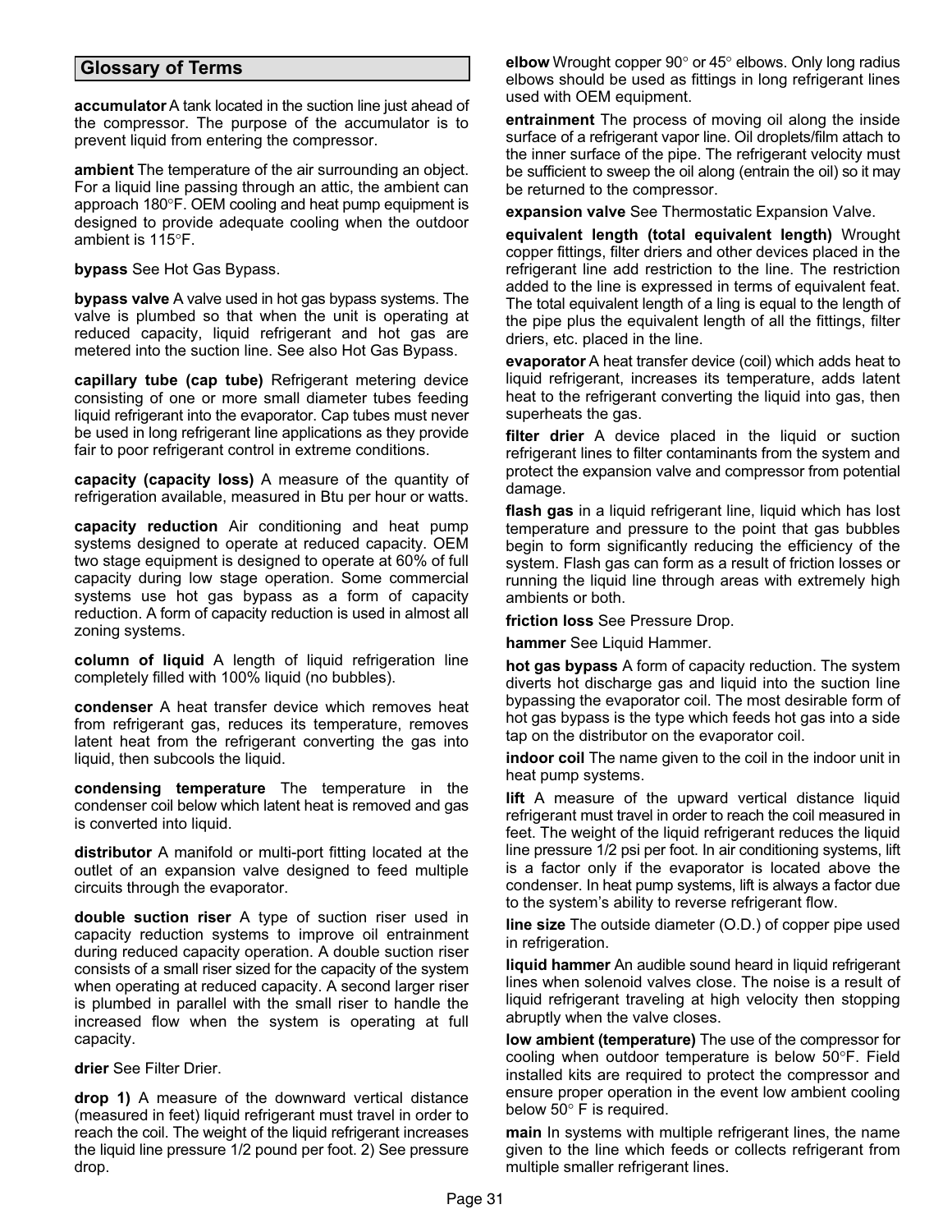## Glossary of Terms

**accumulator** A tank located in the suction line just ahead of the compressor. The purpose of the accumulator is to prevent liquid from entering the compressor.

**ambient** The temperature of the air surrounding an object. For a liquid line passing through an attic, the ambient can approach 180°F. OEM cooling and heat pump equipment is designed to provide adequate cooling when the outdoor ambient is 115°F.

**bypass** See Hot Gas Bypass.

**bypass valve** A valve used in hot gas bypass systems. The valve is plumbed so that when the unit is operating at reduced capacity, liquid refrigerant and hot gas are metered into the suction line. See also Hot Gas Bypass.

**capillary tube (cap tube)** Refrigerant metering device consisting of one or more small diameter tubes feeding liquid refrigerant into the evaporator. Cap tubes must never be used in long refrigerant line applications as they provide fair to poor refrigerant control in extreme conditions.

**capacity (capacity loss)** A measure of the quantity of refrigeration available, measured in Btu per hour or watts.

**capacity reduction** Air conditioning and heat pump systems designed to operate at reduced capacity. OEM two stage equipment is designed to operate at 60% of full capacity during low stage operation. Some commercial systems use hot gas bypass as a form of capacity reduction. A form of capacity reduction is used in almost all zoning systems.

**column of liquid** A length of liquid refrigeration line completely filled with 100% liquid (no bubbles).

**condenser** A heat transfer device which removes heat from refrigerant gas, reduces its temperature, removes latent heat from the refrigerant converting the gas into liquid, then subcools the liquid.

**condensing temperature** The temperature in the condenser coil below which latent heat is removed and gas is converted into liquid.

**distributor** A manifold or multi-port fitting located at the outlet of an expansion valve designed to feed multiple circuits through the evaporator.

**double suction riser** A type of suction riser used in capacity reduction systems to improve oil entrainment during reduced capacity operation. A double suction riser consists of a small riser sized for the capacity of the system when operating at reduced capacity. A second larger riser is plumbed in parallel with the small riser to handle the increased flow when the system is operating at full capacity.

**drier** See Filter Drier.

**drop 1)** A measure of the downward vertical distance (measured in feet) liquid refrigerant must travel in order to reach the coil. The weight of the liquid refrigerant increases the liquid line pressure 1/2 pound per foot. 2) See pressure drop.

**elbow** Wrought copper 90° or 45° elbows. Only long radius elbows should be used as fittings in long refrigerant lines used with OEM equipment.

**entrainment** The process of moving oil along the inside surface of a refrigerant vapor line. Oil droplets/film attach to the inner surface of the pipe. The refrigerant velocity must be sufficient to sweep the oil along (entrain the oil) so it may be returned to the compressor.

**expansion valve** See Thermostatic Expansion Valve.

**equivalent length (total equivalent length)** Wrought copper fittings, filter driers and other devices placed in the refrigerant line add restriction to the line. The restriction added to the line is expressed in terms of equivalent feat. The total equivalent length of a ling is equal to the length of the pipe plus the equivalent length of all the fittings, filter driers, etc. placed in the line.

**evaporator** A heat transfer device (coil) which adds heat to liquid refrigerant, increases its temperature, adds latent heat to the refrigerant converting the liquid into gas, then superheats the gas.

**filter drier** A device placed in the liquid or suction refrigerant lines to filter contaminants from the system and protect the expansion valve and compressor from potential damage.

**flash gas** in a liquid refrigerant line, liquid which has lost temperature and pressure to the point that gas bubbles begin to form significantly reducing the efficiency of the system. Flash gas can form as a result of friction losses or running the liquid line through areas with extremely high ambients or both.

**friction loss** See Pressure Drop.

**hammer** See Liquid Hammer.

**hot gas bypass** A form of capacity reduction. The system diverts hot discharge gas and liquid into the suction line bypassing the evaporator coil. The most desirable form of hot gas bypass is the type which feeds hot gas into a side tap on the distributor on the evaporator coil.

**indoor coil** The name given to the coil in the indoor unit in heat pump systems.

**lift** A measure of the upward vertical distance liquid refrigerant must travel in order to reach the coil measured in feet. The weight of the liquid refrigerant reduces the liquid line pressure 1/2 psi per foot. In air conditioning systems, lift is a factor only if the evaporator is located above the condenser. In heat pump systems, lift is always a factor due to the system's ability to reverse refrigerant flow.

**line size** The outside diameter (O.D.) of copper pipe used in refrigeration.

**liquid hammer** An audible sound heard in liquid refrigerant lines when solenoid valves close. The noise is a result of liquid refrigerant traveling at high velocity then stopping abruptly when the valve closes.

**low ambient (temperature)** The use of the compressor for cooling when outdoor temperature is below 50°F. Field installed kits are required to protect the compressor and ensure proper operation in the event low ambient cooling below 50° F is required.

**main** In systems with multiple refrigerant lines, the name given to the line which feeds or collects refrigerant from multiple smaller refrigerant lines.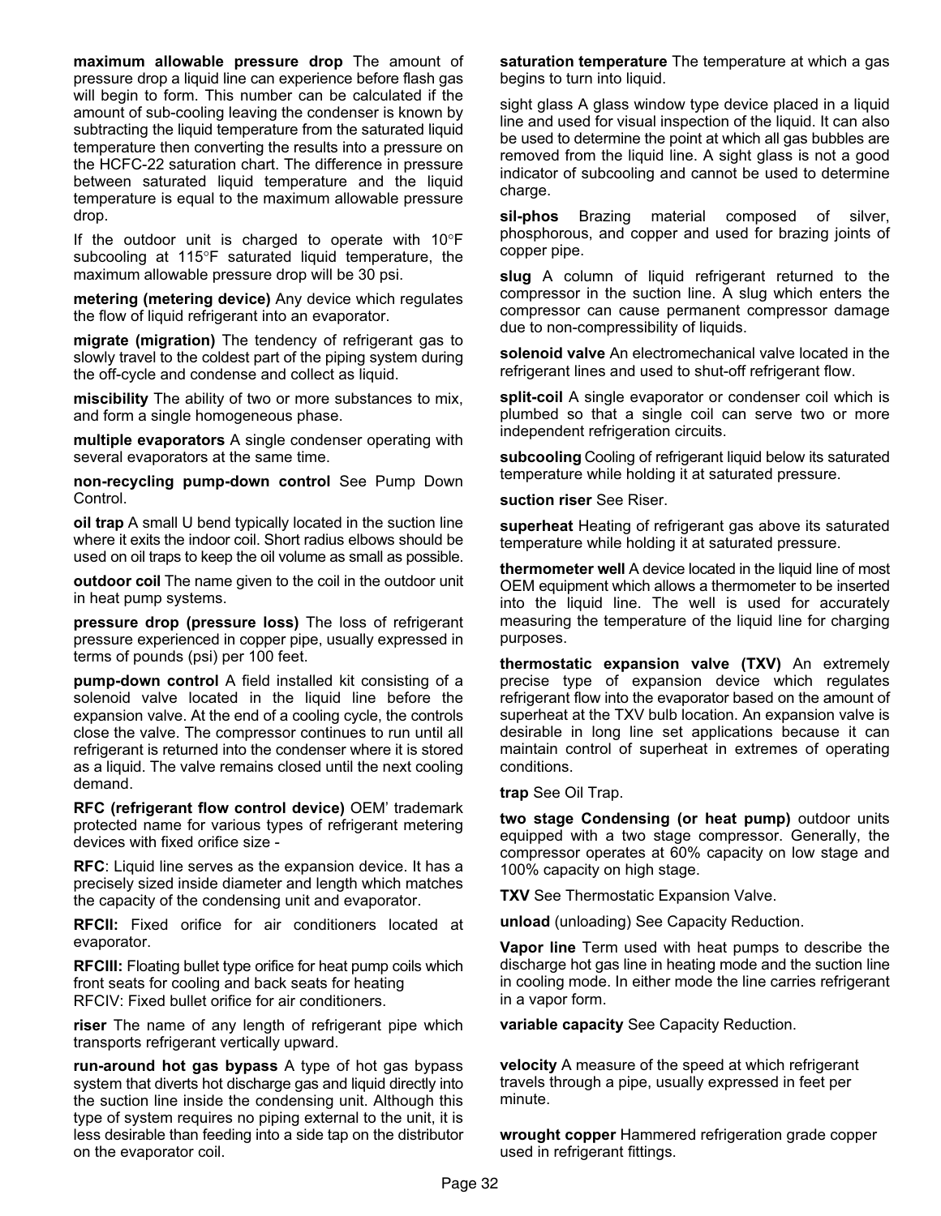**maximum allowable pressure drop** The amount of pressure drop a liquid line can experience before flash gas will begin to form. This number can be calculated if the amount of sub-cooling leaving the condenser is known by subtracting the liquid temperature from the saturated liquid temperature then converting the results into a pressure on the HCFC-22 saturation chart. The difference in pressure between saturated liquid temperature and the liquid temperature is equal to the maximum allowable pressure drop.

If the outdoor unit is charged to operate with 10°F subcooling at 115°F saturated liquid temperature, the maximum allowable pressure drop will be 30 psi.

**metering (metering device)** Any device which regulates the flow of liquid refrigerant into an evaporator.

**migrate (migration)** The tendency of refrigerant gas to slowly travel to the coldest part of the piping system during the off-cycle and condense and collect as liquid.

**miscibility** The ability of two or more substances to mix, and form a single homogeneous phase.

**multiple evaporators** A single condenser operating with several evaporators at the same time.

**non-recycling pump-down control** See Pump Down Control.

**oil trap** A small U bend typically located in the suction line where it exits the indoor coil. Short radius elbows should be used on oil traps to keep the oil volume as small as possible.

**outdoor coil** The name given to the coil in the outdoor unit in heat pump systems.

**pressure drop (pressure loss)** The loss of refrigerant pressure experienced in copper pipe, usually expressed in terms of pounds (psi) per 100 feet.

**pump-down control** A field installed kit consisting of a solenoid valve located in the liquid line before the expansion valve. At the end of a cooling cycle, the controls close the valve. The compressor continues to run until all refrigerant is returned into the condenser where it is stored as a liquid. The valve remains closed until the next cooling demand.

**RFC (refrigerant flow control device)** OEM' trademark protected name for various types of refrigerant metering devices with fixed orifice size -

**RFC**: Liquid line serves as the expansion device. It has a precisely sized inside diameter and length which matches the capacity of the condensing unit and evaporator.

**RFCII:** Fixed orifice for air conditioners located at evaporator.

**RFCIII:** Floating bullet type orifice for heat pump coils which front seats for cooling and back seats for heating
RFCIV: Fixed bullet orifice for air conditioners.

**riser** The name of any length of refrigerant pipe which transports refrigerant vertically upward.

**run-around hot gas bypass** A type of hot gas bypass system that diverts hot discharge gas and liquid directly into the suction line inside the condensing unit. Although this type of system requires no piping external to the unit, it is less desirable than feeding into a side tap on the distributor on the evaporator coil.

**saturation temperature** The temperature at which a gas begins to turn into liquid.

sight glass A glass window type device placed in a liquid line and used for visual inspection of the liquid. It can also be used to determine the point at which all gas bubbles are removed from the liquid line. A sight glass is not a good indicator of subcooling and cannot be used to determine charge.

**sil-phos** Brazing material composed of silver, phosphorous, and copper and used for brazing joints of copper pipe.

**slug** A column of liquid refrigerant returned to the compressor in the suction line. A slug which enters the compressor can cause permanent compressor damage due to non-compressibility of liquids.

**solenoid valve** An electromechanical valve located in the refrigerant lines and used to shut-off refrigerant flow.

**split-coil** A single evaporator or condenser coil which is plumbed so that a single coil can serve two or more independent refrigeration circuits.

**subcooling** Cooling of refrigerant liquid below its saturated temperature while holding it at saturated pressure.

**suction riser** See Riser.

**superheat** Heating of refrigerant gas above its saturated temperature while holding it at saturated pressure.

**thermometer well** A device located in the liquid line of most OEM equipment which allows a thermometer to be inserted into the liquid line. The well is used for accurately measuring the temperature of the liquid line for charging purposes.

**thermostatic expansion valve (TXV)** An extremely precise type of expansion device which regulates refrigerant flow into the evaporator based on the amount of superheat at the TXV bulb location. An expansion valve is desirable in long line set applications because it can maintain control of superheat in extremes of operating conditions.

**trap** See Oil Trap.

**two stage Condensing (or heat pump)** outdoor units equipped with a two stage compressor. Generally, the compressor operates at 60% capacity on low stage and 100% capacity on high stage.

**TXV** See Thermostatic Expansion Valve.

**unload** (unloading) See Capacity Reduction.

**Vapor line** Term used with heat pumps to describe the discharge hot gas line in heating mode and the suction line in cooling mode. In either mode the line carries refrigerant in a vapor form.

**variable capacity** See Capacity Reduction.

**velocity** A measure of the speed at which refrigerant travels through a pipe, usually expressed in feet per minute.

**wrought copper** Hammered refrigeration grade copper used in refrigerant fittings.